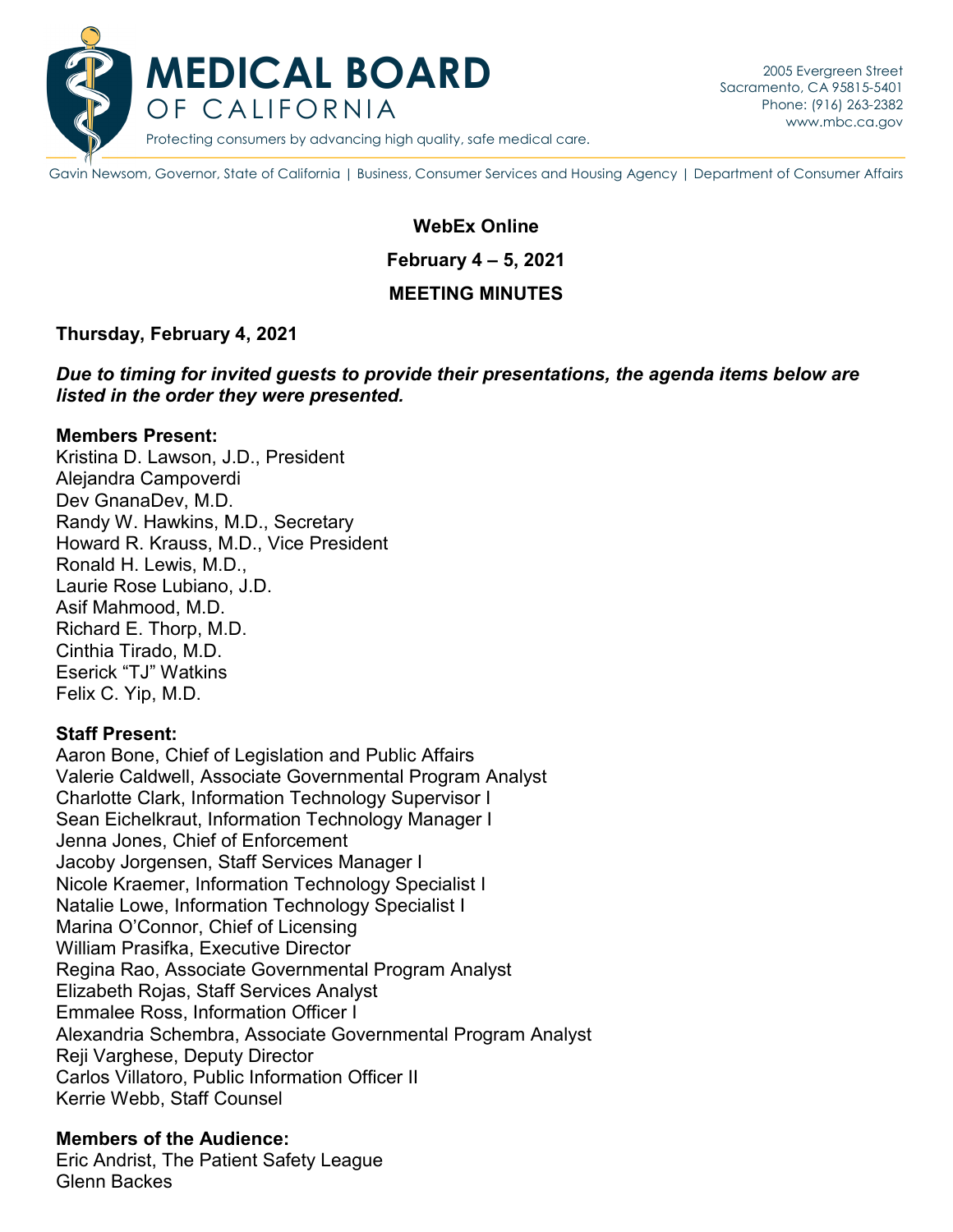# MEDICAL BOARD OF CALIFORNIA

Protecting consumers by advancing high quality, safe medical care.

2005 Evergreen Street
Sacramento, CA 95815-5401
Phone: (916) 263-2382
www.mbc.ca.gov

Gavin Newsom, Governor, State of California | Business, Consumer Services and Housing Agency | Department of Consumer Affairs

**WebEx Online**

**February 4 – 5, 2021**

**MEETING MINUTES**

**Thursday, February 4, 2021**

***Due to timing for invited guests to provide their presentations, the agenda items below are listed in the order they were presented.***

**Members Present:**
Kristina D. Lawson, J.D., President
Alejandra Campoverdi
Dev GnanaDev, M.D.
Randy W. Hawkins, M.D., Secretary
Howard R. Krauss, M.D., Vice President
Ronald H. Lewis, M.D.,
Laurie Rose Lubiano, J.D.
Asif Mahmood, M.D.
Richard E. Thorp, M.D.
Cinthia Tirado, M.D.
Eserick "TJ" Watkins
Felix C. Yip, M.D.

**Staff Present:**
Aaron Bone, Chief of Legislation and Public Affairs
Valerie Caldwell, Associate Governmental Program Analyst
Charlotte Clark, Information Technology Supervisor I
Sean Eichelkraut, Information Technology Manager I
Jenna Jones, Chief of Enforcement
Jacoby Jorgensen, Staff Services Manager I
Nicole Kraemer, Information Technology Specialist I
Natalie Lowe, Information Technology Specialist I
Marina O'Connor, Chief of Licensing
William Prasifka, Executive Director
Regina Rao, Associate Governmental Program Analyst
Elizabeth Rojas, Staff Services Analyst
Emmalee Ross, Information Officer I
Alexandria Schembra, Associate Governmental Program Analyst
Reji Varghese, Deputy Director
Carlos Villatoro, Public Information Officer II
Kerrie Webb, Staff Counsel

**Members of the Audience:**
Eric Andrist, The Patient Safety League
Glenn Backes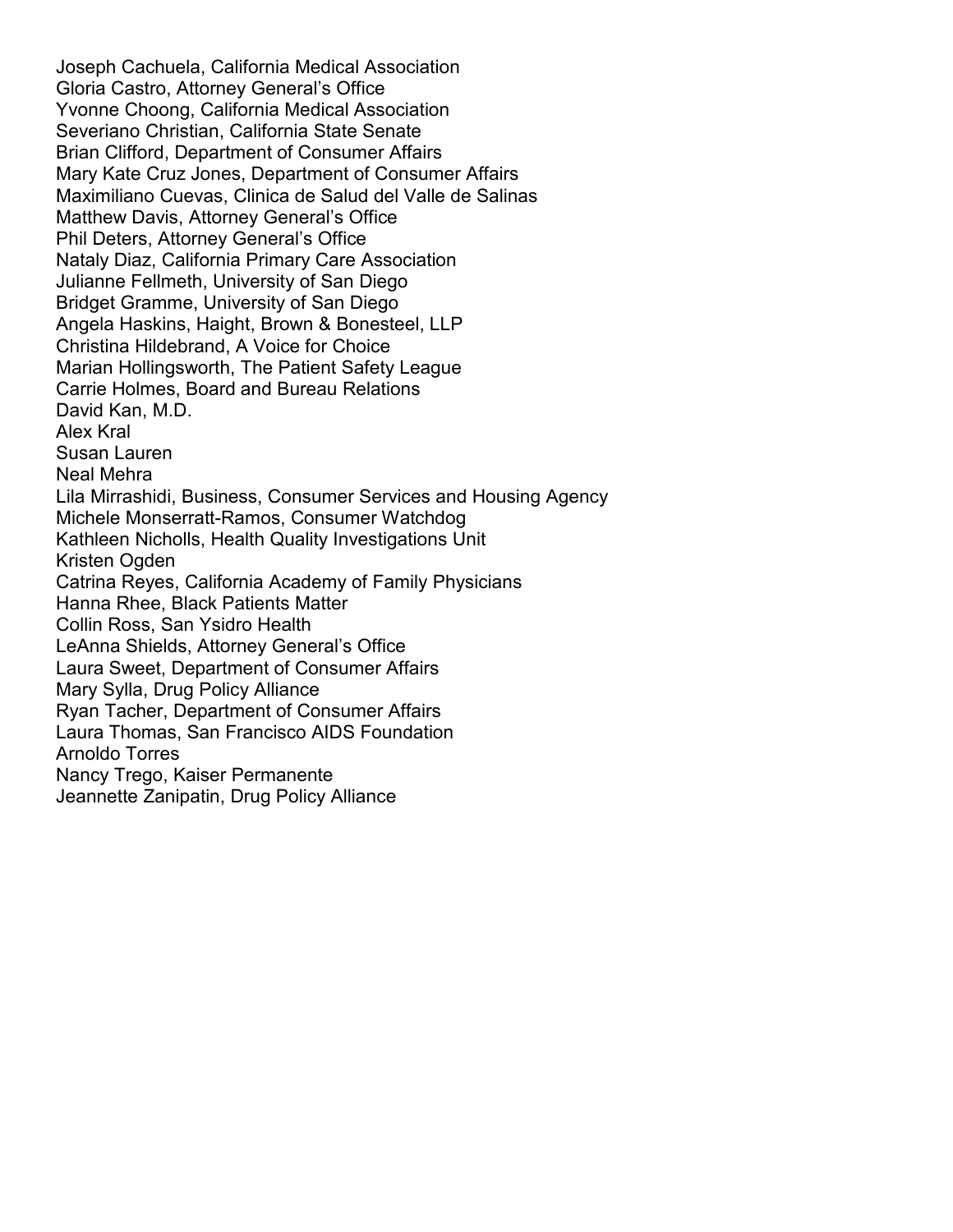Joseph Cachuela, California Medical Association
Gloria Castro, Attorney General's Office
Yvonne Choong, California Medical Association
Severiano Christian, California State Senate
Brian Clifford, Department of Consumer Affairs
Mary Kate Cruz Jones, Department of Consumer Affairs
Maximiliano Cuevas, Clinica de Salud del Valle de Salinas
Matthew Davis, Attorney General's Office
Phil Deters, Attorney General's Office
Nataly Diaz, California Primary Care Association
Julianne Fellmeth, University of San Diego
Bridget Gramme, University of San Diego
Angela Haskins, Haight, Brown & Bonesteel, LLP
Christina Hildebrand, A Voice for Choice
Marian Hollingsworth, The Patient Safety League
Carrie Holmes, Board and Bureau Relations
David Kan, M.D.
Alex Kral
Susan Lauren
Neal Mehra
Lila Mirrashidi, Business, Consumer Services and Housing Agency
Michele Monserratt-Ramos, Consumer Watchdog
Kathleen Nicholls, Health Quality Investigations Unit
Kristen Ogden
Catrina Reyes, California Academy of Family Physicians
Hanna Rhee, Black Patients Matter
Collin Ross, San Ysidro Health
LeAnna Shields, Attorney General's Office
Laura Sweet, Department of Consumer Affairs
Mary Sylla, Drug Policy Alliance
Ryan Tacher, Department of Consumer Affairs
Laura Thomas, San Francisco AIDS Foundation
Arnoldo Torres
Nancy Trego, Kaiser Permanente
Jeannette Zanipatin, Drug Policy Alliance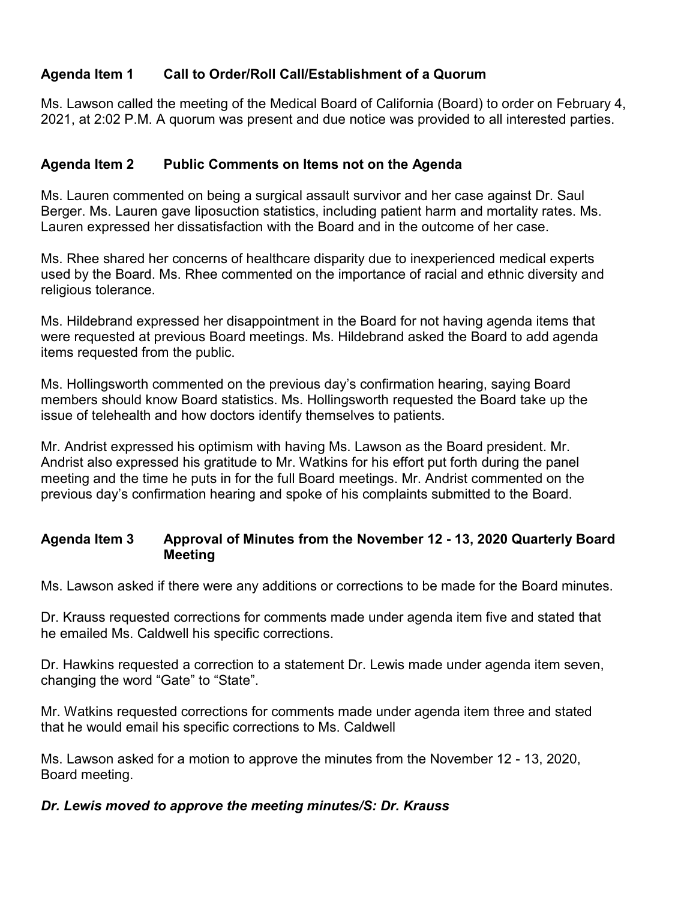**Agenda Item 1 Call to Order/Roll Call/Establishment of a Quorum**

Ms. Lawson called the meeting of the Medical Board of California (Board) to order on February 4, 2021, at 2:02 P.M. A quorum was present and due notice was provided to all interested parties.

**Agenda Item 2 Public Comments on Items not on the Agenda**

Ms. Lauren commented on being a surgical assault survivor and her case against Dr. Saul Berger. Ms. Lauren gave liposuction statistics, including patient harm and mortality rates. Ms. Lauren expressed her dissatisfaction with the Board and in the outcome of her case.

Ms. Rhee shared her concerns of healthcare disparity due to inexperienced medical experts used by the Board. Ms. Rhee commented on the importance of racial and ethnic diversity and religious tolerance.

Ms. Hildebrand expressed her disappointment in the Board for not having agenda items that were requested at previous Board meetings. Ms. Hildebrand asked the Board to add agenda items requested from the public.

Ms. Hollingsworth commented on the previous day's confirmation hearing, saying Board members should know Board statistics. Ms. Hollingsworth requested the Board take up the issue of telehealth and how doctors identify themselves to patients.

Mr. Andrist expressed his optimism with having Ms. Lawson as the Board president. Mr. Andrist also expressed his gratitude to Mr. Watkins for his effort put forth during the panel meeting and the time he puts in for the full Board meetings. Mr. Andrist commented on the previous day's confirmation hearing and spoke of his complaints submitted to the Board.

**Agenda Item 3 Approval of Minutes from the November 12 - 13, 2020 Quarterly Board Meeting**

Ms. Lawson asked if there were any additions or corrections to be made for the Board minutes.

Dr. Krauss requested corrections for comments made under agenda item five and stated that he emailed Ms. Caldwell his specific corrections.

Dr. Hawkins requested a correction to a statement Dr. Lewis made under agenda item seven, changing the word "Gate" to "State".

Mr. Watkins requested corrections for comments made under agenda item three and stated that he would email his specific corrections to Ms. Caldwell

Ms. Lawson asked for a motion to approve the minutes from the November 12 - 13, 2020, Board meeting.

***Dr. Lewis moved to approve the meeting minutes/S: Dr. Krauss***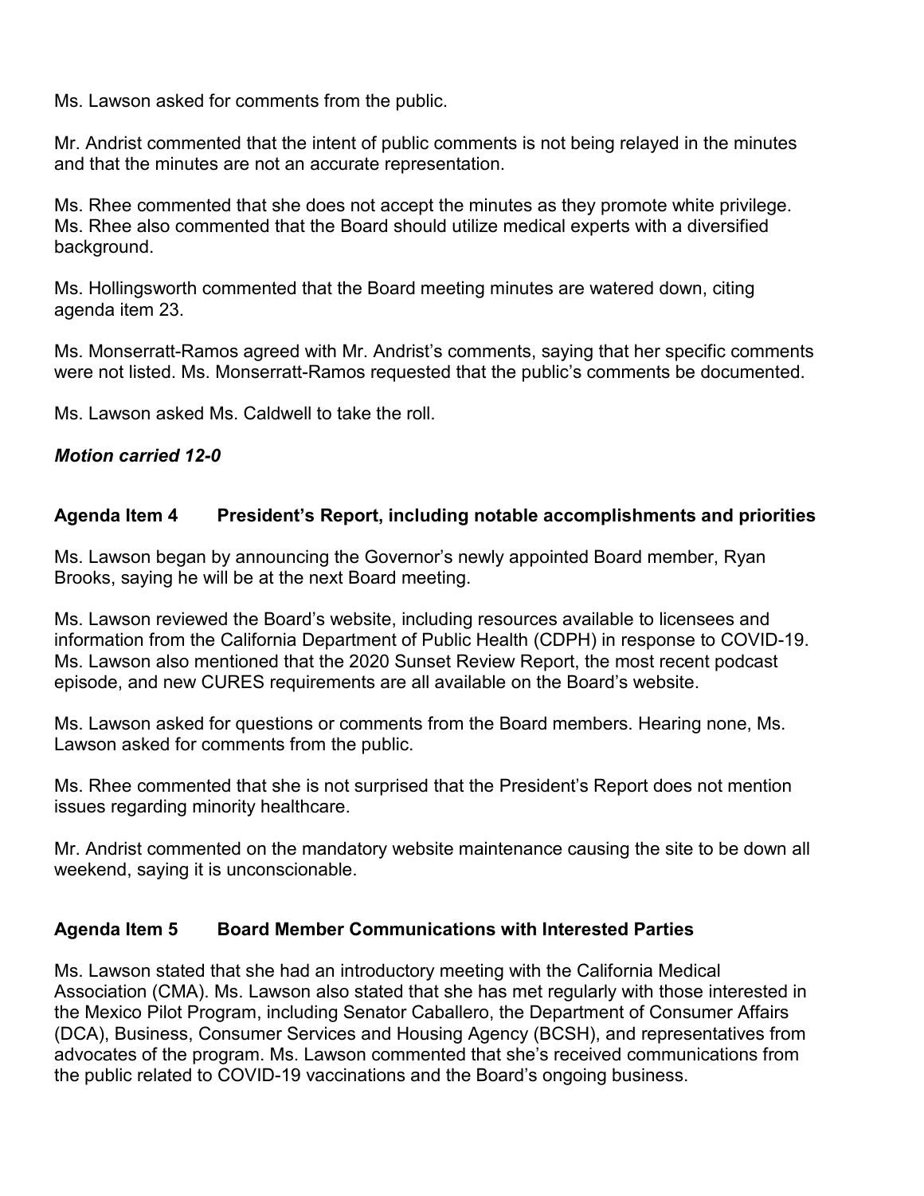Ms. Lawson asked for comments from the public.

Mr. Andrist commented that the intent of public comments is not being relayed in the minutes and that the minutes are not an accurate representation.

Ms. Rhee commented that she does not accept the minutes as they promote white privilege. Ms. Rhee also commented that the Board should utilize medical experts with a diversified background.

Ms. Hollingsworth commented that the Board meeting minutes are watered down, citing agenda item 23.

Ms. Monserratt-Ramos agreed with Mr. Andrist's comments, saying that her specific comments were not listed. Ms. Monserratt-Ramos requested that the public's comments be documented.

Ms. Lawson asked Ms. Caldwell to take the roll.

***Motion carried 12-0***

**Agenda Item 4 President's Report, including notable accomplishments and priorities**

Ms. Lawson began by announcing the Governor's newly appointed Board member, Ryan Brooks, saying he will be at the next Board meeting.

Ms. Lawson reviewed the Board's website, including resources available to licensees and information from the California Department of Public Health (CDPH) in response to COVID-19. Ms. Lawson also mentioned that the 2020 Sunset Review Report, the most recent podcast episode, and new CURES requirements are all available on the Board's website.

Ms. Lawson asked for questions or comments from the Board members. Hearing none, Ms. Lawson asked for comments from the public.

Ms. Rhee commented that she is not surprised that the President's Report does not mention issues regarding minority healthcare.

Mr. Andrist commented on the mandatory website maintenance causing the site to be down all weekend, saying it is unconscionable.

**Agenda Item 5 Board Member Communications with Interested Parties**

Ms. Lawson stated that she had an introductory meeting with the California Medical Association (CMA). Ms. Lawson also stated that she has met regularly with those interested in the Mexico Pilot Program, including Senator Caballero, the Department of Consumer Affairs (DCA), Business, Consumer Services and Housing Agency (BCSH), and representatives from advocates of the program. Ms. Lawson commented that she's received communications from the public related to COVID-19 vaccinations and the Board's ongoing business.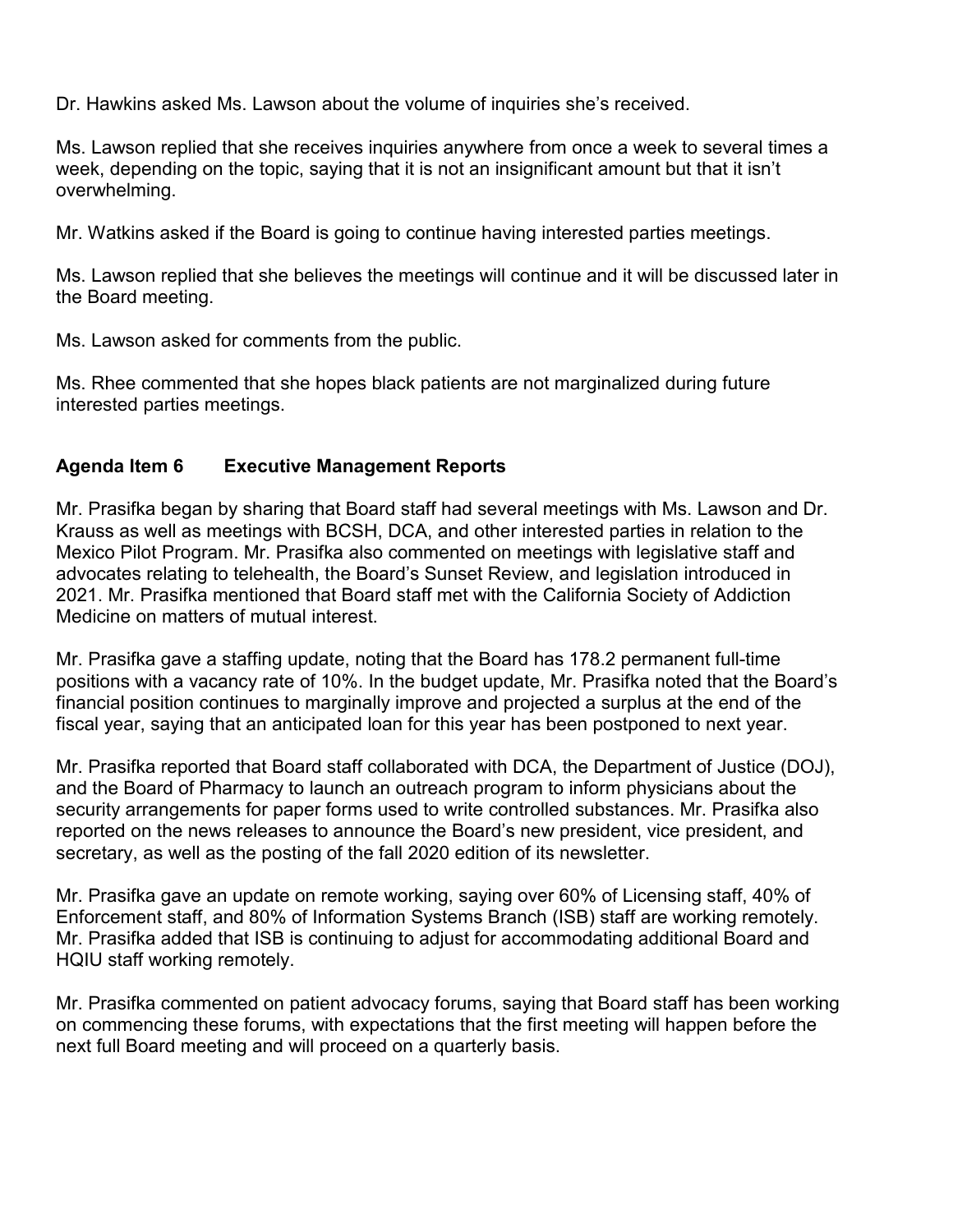Dr. Hawkins asked Ms. Lawson about the volume of inquiries she's received.

Ms. Lawson replied that she receives inquiries anywhere from once a week to several times a week, depending on the topic, saying that it is not an insignificant amount but that it isn't overwhelming.

Mr. Watkins asked if the Board is going to continue having interested parties meetings.

Ms. Lawson replied that she believes the meetings will continue and it will be discussed later in the Board meeting.

Ms. Lawson asked for comments from the public.

Ms. Rhee commented that she hopes black patients are not marginalized during future interested parties meetings.

**Agenda Item 6 Executive Management Reports**

Mr. Prasifka began by sharing that Board staff had several meetings with Ms. Lawson and Dr. Krauss as well as meetings with BCSH, DCA, and other interested parties in relation to the Mexico Pilot Program. Mr. Prasifka also commented on meetings with legislative staff and advocates relating to telehealth, the Board's Sunset Review, and legislation introduced in 2021. Mr. Prasifka mentioned that Board staff met with the California Society of Addiction Medicine on matters of mutual interest.

Mr. Prasifka gave a staffing update, noting that the Board has 178.2 permanent full-time positions with a vacancy rate of 10%. In the budget update, Mr. Prasifka noted that the Board's financial position continues to marginally improve and projected a surplus at the end of the fiscal year, saying that an anticipated loan for this year has been postponed to next year.

Mr. Prasifka reported that Board staff collaborated with DCA, the Department of Justice (DOJ), and the Board of Pharmacy to launch an outreach program to inform physicians about the security arrangements for paper forms used to write controlled substances. Mr. Prasifka also reported on the news releases to announce the Board's new president, vice president, and secretary, as well as the posting of the fall 2020 edition of its newsletter.

Mr. Prasifka gave an update on remote working, saying over 60% of Licensing staff, 40% of Enforcement staff, and 80% of Information Systems Branch (ISB) staff are working remotely. Mr. Prasifka added that ISB is continuing to adjust for accommodating additional Board and HQIU staff working remotely.

Mr. Prasifka commented on patient advocacy forums, saying that Board staff has been working on commencing these forums, with expectations that the first meeting will happen before the next full Board meeting and will proceed on a quarterly basis.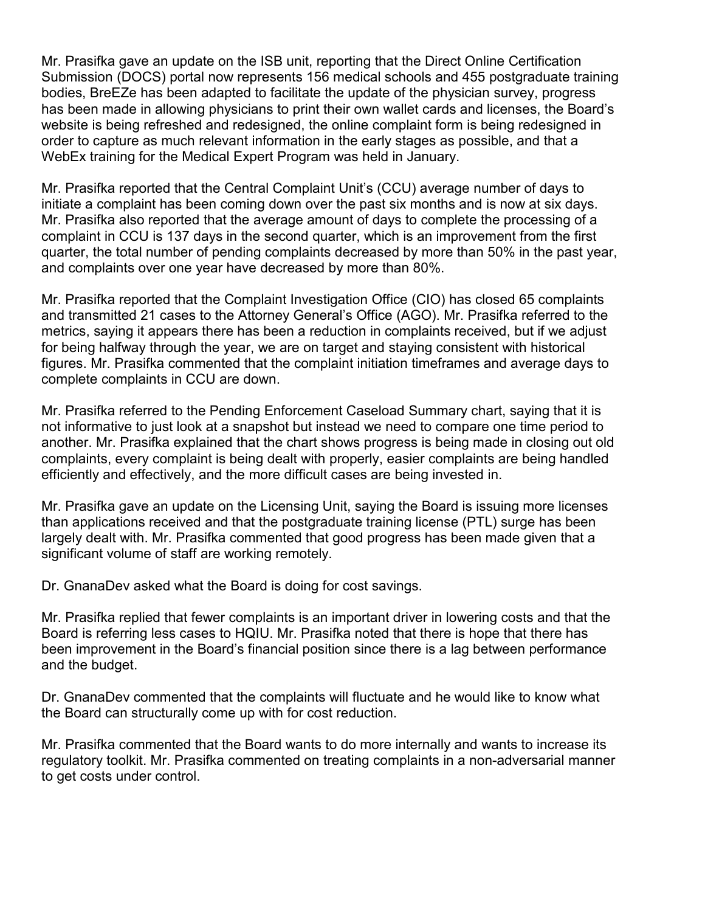Mr. Prasifka gave an update on the ISB unit, reporting that the Direct Online Certification Submission (DOCS) portal now represents 156 medical schools and 455 postgraduate training bodies, BreEZe has been adapted to facilitate the update of the physician survey, progress has been made in allowing physicians to print their own wallet cards and licenses, the Board's website is being refreshed and redesigned, the online complaint form is being redesigned in order to capture as much relevant information in the early stages as possible, and that a WebEx training for the Medical Expert Program was held in January.

Mr. Prasifka reported that the Central Complaint Unit's (CCU) average number of days to initiate a complaint has been coming down over the past six months and is now at six days. Mr. Prasifka also reported that the average amount of days to complete the processing of a complaint in CCU is 137 days in the second quarter, which is an improvement from the first quarter, the total number of pending complaints decreased by more than 50% in the past year, and complaints over one year have decreased by more than 80%.

Mr. Prasifka reported that the Complaint Investigation Office (CIO) has closed 65 complaints and transmitted 21 cases to the Attorney General's Office (AGO). Mr. Prasifka referred to the metrics, saying it appears there has been a reduction in complaints received, but if we adjust for being halfway through the year, we are on target and staying consistent with historical figures. Mr. Prasifka commented that the complaint initiation timeframes and average days to complete complaints in CCU are down.

Mr. Prasifka referred to the Pending Enforcement Caseload Summary chart, saying that it is not informative to just look at a snapshot but instead we need to compare one time period to another. Mr. Prasifka explained that the chart shows progress is being made in closing out old complaints, every complaint is being dealt with properly, easier complaints are being handled efficiently and effectively, and the more difficult cases are being invested in.

Mr. Prasifka gave an update on the Licensing Unit, saying the Board is issuing more licenses than applications received and that the postgraduate training license (PTL) surge has been largely dealt with. Mr. Prasifka commented that good progress has been made given that a significant volume of staff are working remotely.

Dr. GnanaDev asked what the Board is doing for cost savings.

Mr. Prasifka replied that fewer complaints is an important driver in lowering costs and that the Board is referring less cases to HQIU. Mr. Prasifka noted that there is hope that there has been improvement in the Board's financial position since there is a lag between performance and the budget.

Dr. GnanaDev commented that the complaints will fluctuate and he would like to know what the Board can structurally come up with for cost reduction.

Mr. Prasifka commented that the Board wants to do more internally and wants to increase its regulatory toolkit. Mr. Prasifka commented on treating complaints in a non-adversarial manner to get costs under control.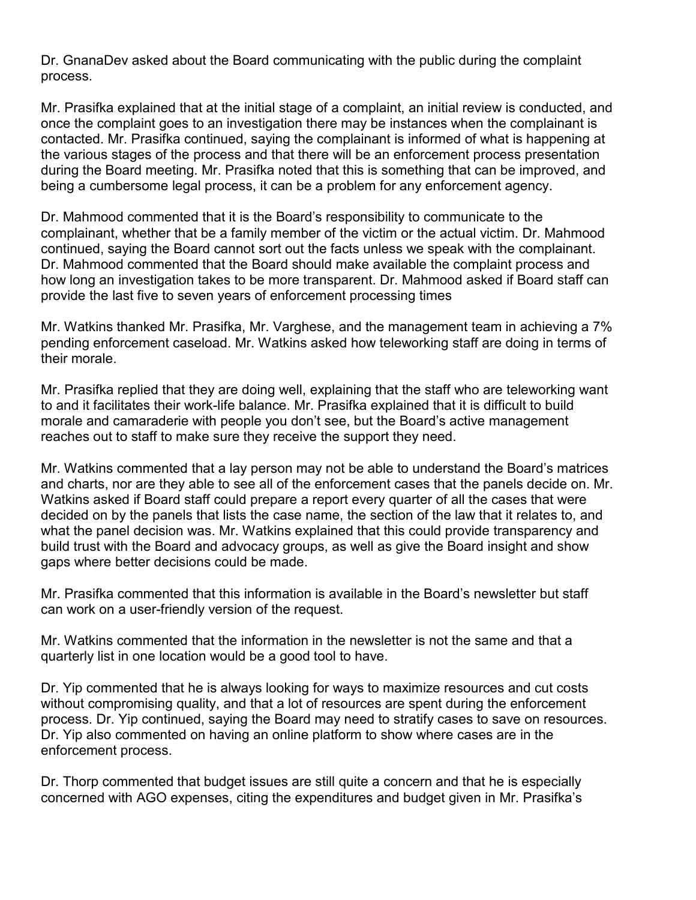Dr. GnanaDev asked about the Board communicating with the public during the complaint process.

Mr. Prasifka explained that at the initial stage of a complaint, an initial review is conducted, and once the complaint goes to an investigation there may be instances when the complainant is contacted. Mr. Prasifka continued, saying the complainant is informed of what is happening at the various stages of the process and that there will be an enforcement process presentation during the Board meeting. Mr. Prasifka noted that this is something that can be improved, and being a cumbersome legal process, it can be a problem for any enforcement agency.

Dr. Mahmood commented that it is the Board's responsibility to communicate to the complainant, whether that be a family member of the victim or the actual victim. Dr. Mahmood continued, saying the Board cannot sort out the facts unless we speak with the complainant. Dr. Mahmood commented that the Board should make available the complaint process and how long an investigation takes to be more transparent. Dr. Mahmood asked if Board staff can provide the last five to seven years of enforcement processing times

Mr. Watkins thanked Mr. Prasifka, Mr. Varghese, and the management team in achieving a 7% pending enforcement caseload. Mr. Watkins asked how teleworking staff are doing in terms of their morale.

Mr. Prasifka replied that they are doing well, explaining that the staff who are teleworking want to and it facilitates their work-life balance. Mr. Prasifka explained that it is difficult to build morale and camaraderie with people you don't see, but the Board's active management reaches out to staff to make sure they receive the support they need.

Mr. Watkins commented that a lay person may not be able to understand the Board's matrices and charts, nor are they able to see all of the enforcement cases that the panels decide on. Mr. Watkins asked if Board staff could prepare a report every quarter of all the cases that were decided on by the panels that lists the case name, the section of the law that it relates to, and what the panel decision was. Mr. Watkins explained that this could provide transparency and build trust with the Board and advocacy groups, as well as give the Board insight and show gaps where better decisions could be made.

Mr. Prasifka commented that this information is available in the Board's newsletter but staff can work on a user-friendly version of the request.

Mr. Watkins commented that the information in the newsletter is not the same and that a quarterly list in one location would be a good tool to have.

Dr. Yip commented that he is always looking for ways to maximize resources and cut costs without compromising quality, and that a lot of resources are spent during the enforcement process. Dr. Yip continued, saying the Board may need to stratify cases to save on resources. Dr. Yip also commented on having an online platform to show where cases are in the enforcement process.

Dr. Thorp commented that budget issues are still quite a concern and that he is especially concerned with AGO expenses, citing the expenditures and budget given in Mr. Prasifka's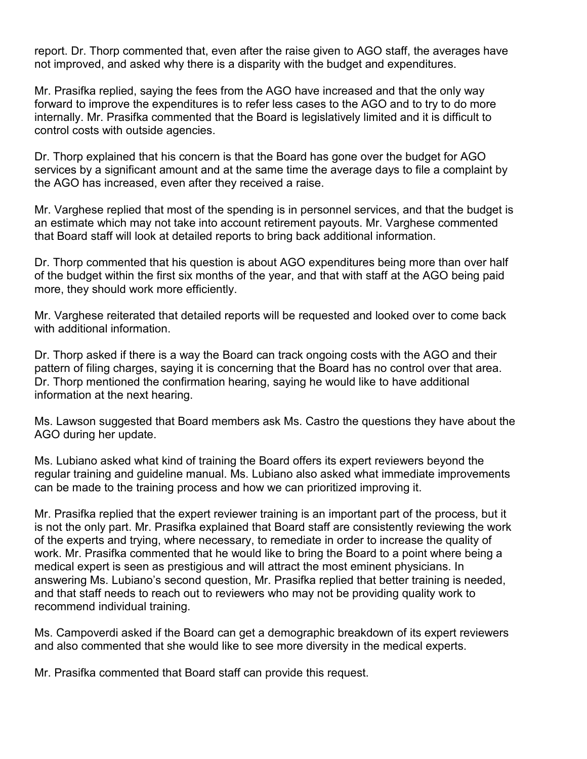report. Dr. Thorp commented that, even after the raise given to AGO staff, the averages have not improved, and asked why there is a disparity with the budget and expenditures.

Mr. Prasifka replied, saying the fees from the AGO have increased and that the only way forward to improve the expenditures is to refer less cases to the AGO and to try to do more internally. Mr. Prasifka commented that the Board is legislatively limited and it is difficult to control costs with outside agencies.

Dr. Thorp explained that his concern is that the Board has gone over the budget for AGO services by a significant amount and at the same time the average days to file a complaint by the AGO has increased, even after they received a raise.

Mr. Varghese replied that most of the spending is in personnel services, and that the budget is an estimate which may not take into account retirement payouts. Mr. Varghese commented that Board staff will look at detailed reports to bring back additional information.

Dr. Thorp commented that his question is about AGO expenditures being more than over half of the budget within the first six months of the year, and that with staff at the AGO being paid more, they should work more efficiently.

Mr. Varghese reiterated that detailed reports will be requested and looked over to come back with additional information.

Dr. Thorp asked if there is a way the Board can track ongoing costs with the AGO and their pattern of filing charges, saying it is concerning that the Board has no control over that area. Dr. Thorp mentioned the confirmation hearing, saying he would like to have additional information at the next hearing.

Ms. Lawson suggested that Board members ask Ms. Castro the questions they have about the AGO during her update.

Ms. Lubiano asked what kind of training the Board offers its expert reviewers beyond the regular training and guideline manual. Ms. Lubiano also asked what immediate improvements can be made to the training process and how we can prioritized improving it.

Mr. Prasifka replied that the expert reviewer training is an important part of the process, but it is not the only part. Mr. Prasifka explained that Board staff are consistently reviewing the work of the experts and trying, where necessary, to remediate in order to increase the quality of work. Mr. Prasifka commented that he would like to bring the Board to a point where being a medical expert is seen as prestigious and will attract the most eminent physicians. In answering Ms. Lubiano's second question, Mr. Prasifka replied that better training is needed, and that staff needs to reach out to reviewers who may not be providing quality work to recommend individual training.

Ms. Campoverdi asked if the Board can get a demographic breakdown of its expert reviewers and also commented that she would like to see more diversity in the medical experts.

Mr. Prasifka commented that Board staff can provide this request.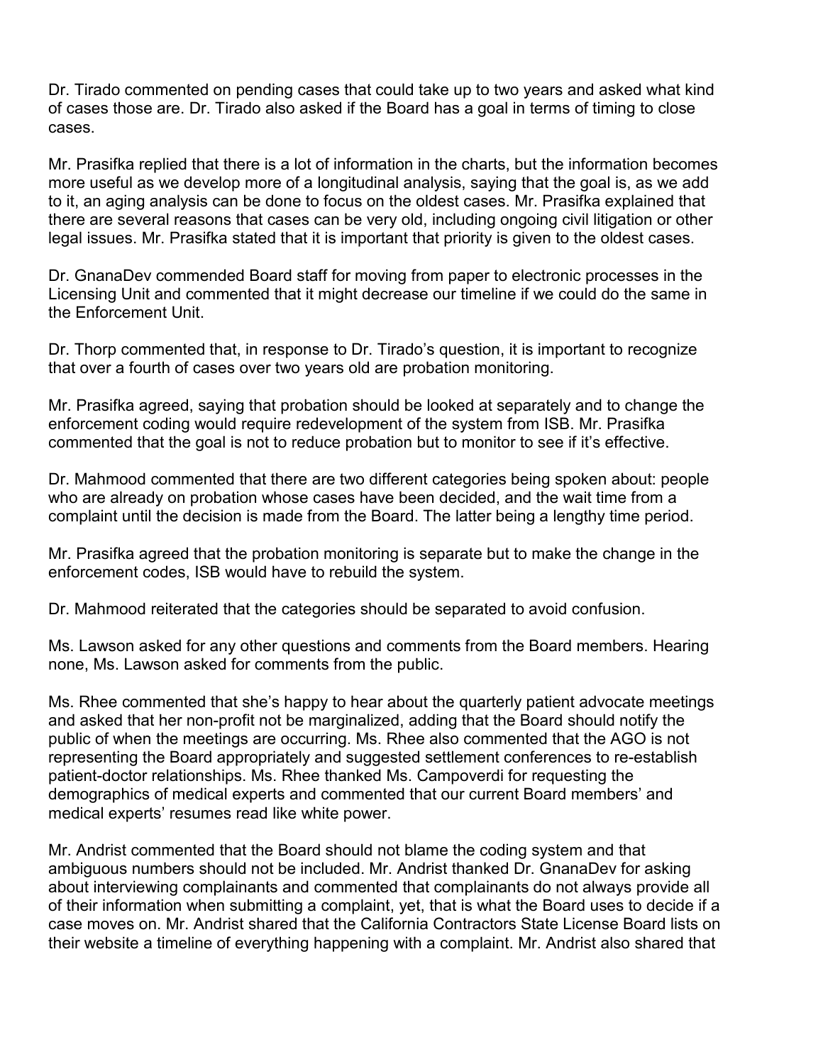Dr. Tirado commented on pending cases that could take up to two years and asked what kind of cases those are. Dr. Tirado also asked if the Board has a goal in terms of timing to close cases.

Mr. Prasifka replied that there is a lot of information in the charts, but the information becomes more useful as we develop more of a longitudinal analysis, saying that the goal is, as we add to it, an aging analysis can be done to focus on the oldest cases. Mr. Prasifka explained that there are several reasons that cases can be very old, including ongoing civil litigation or other legal issues. Mr. Prasifka stated that it is important that priority is given to the oldest cases.

Dr. GnanaDev commended Board staff for moving from paper to electronic processes in the Licensing Unit and commented that it might decrease our timeline if we could do the same in the Enforcement Unit.

Dr. Thorp commented that, in response to Dr. Tirado's question, it is important to recognize that over a fourth of cases over two years old are probation monitoring.

Mr. Prasifka agreed, saying that probation should be looked at separately and to change the enforcement coding would require redevelopment of the system from ISB. Mr. Prasifka commented that the goal is not to reduce probation but to monitor to see if it's effective.

Dr. Mahmood commented that there are two different categories being spoken about: people who are already on probation whose cases have been decided, and the wait time from a complaint until the decision is made from the Board. The latter being a lengthy time period.

Mr. Prasifka agreed that the probation monitoring is separate but to make the change in the enforcement codes, ISB would have to rebuild the system.

Dr. Mahmood reiterated that the categories should be separated to avoid confusion.

Ms. Lawson asked for any other questions and comments from the Board members. Hearing none, Ms. Lawson asked for comments from the public.

Ms. Rhee commented that she's happy to hear about the quarterly patient advocate meetings and asked that her non-profit not be marginalized, adding that the Board should notify the public of when the meetings are occurring. Ms. Rhee also commented that the AGO is not representing the Board appropriately and suggested settlement conferences to re-establish patient-doctor relationships. Ms. Rhee thanked Ms. Campoverdi for requesting the demographics of medical experts and commented that our current Board members' and medical experts' resumes read like white power.

Mr. Andrist commented that the Board should not blame the coding system and that ambiguous numbers should not be included. Mr. Andrist thanked Dr. GnanaDev for asking about interviewing complainants and commented that complainants do not always provide all of their information when submitting a complaint, yet, that is what the Board uses to decide if a case moves on. Mr. Andrist shared that the California Contractors State License Board lists on their website a timeline of everything happening with a complaint. Mr. Andrist also shared that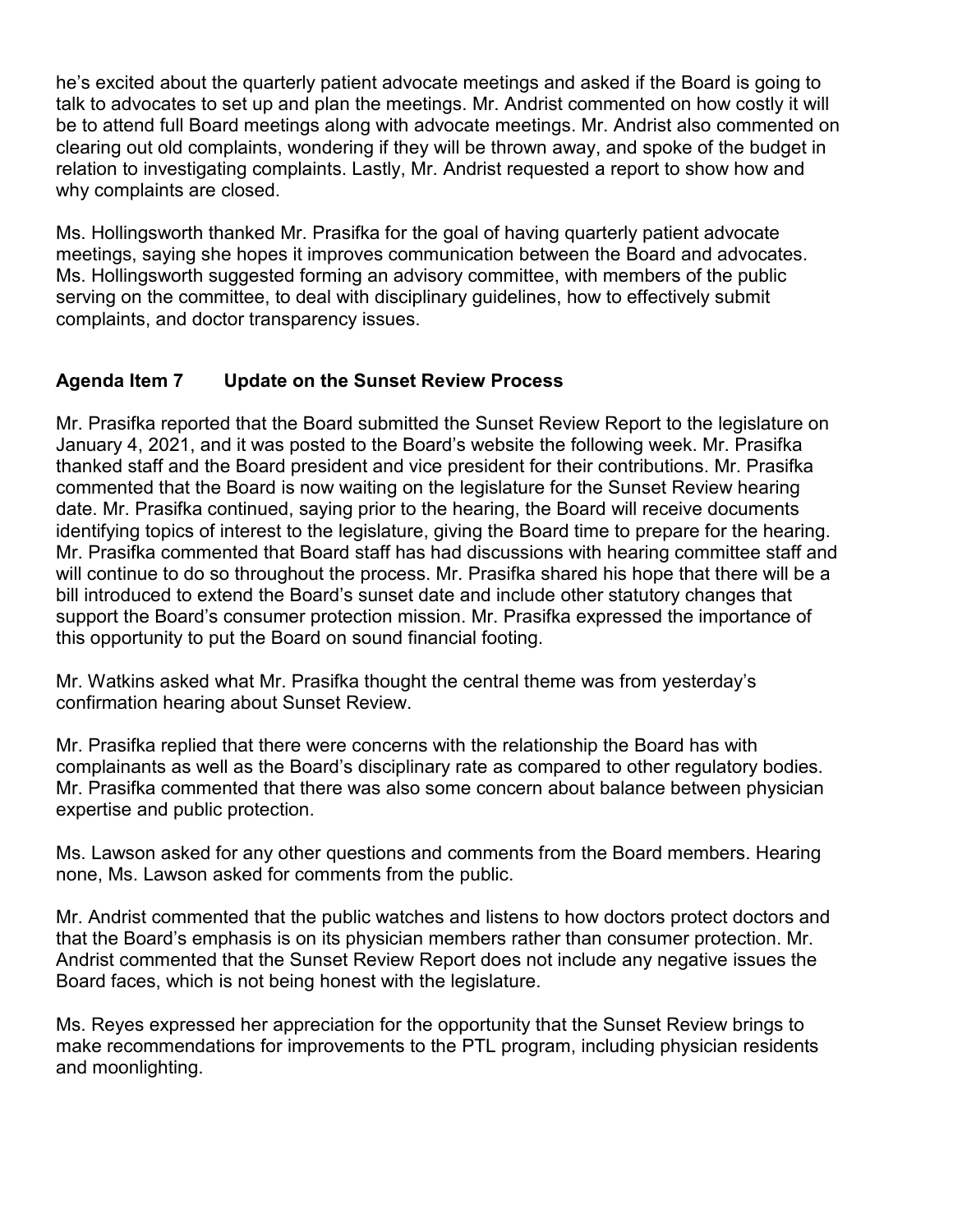he's excited about the quarterly patient advocate meetings and asked if the Board is going to talk to advocates to set up and plan the meetings. Mr. Andrist commented on how costly it will be to attend full Board meetings along with advocate meetings. Mr. Andrist also commented on clearing out old complaints, wondering if they will be thrown away, and spoke of the budget in relation to investigating complaints. Lastly, Mr. Andrist requested a report to show how and why complaints are closed.

Ms. Hollingsworth thanked Mr. Prasifka for the goal of having quarterly patient advocate meetings, saying she hopes it improves communication between the Board and advocates. Ms. Hollingsworth suggested forming an advisory committee, with members of the public serving on the committee, to deal with disciplinary guidelines, how to effectively submit complaints, and doctor transparency issues.

## Agenda Item 7 Update on the Sunset Review Process

Mr. Prasifka reported that the Board submitted the Sunset Review Report to the legislature on January 4, 2021, and it was posted to the Board's website the following week. Mr. Prasifka thanked staff and the Board president and vice president for their contributions. Mr. Prasifka commented that the Board is now waiting on the legislature for the Sunset Review hearing date. Mr. Prasifka continued, saying prior to the hearing, the Board will receive documents identifying topics of interest to the legislature, giving the Board time to prepare for the hearing. Mr. Prasifka commented that Board staff has had discussions with hearing committee staff and will continue to do so throughout the process. Mr. Prasifka shared his hope that there will be a bill introduced to extend the Board's sunset date and include other statutory changes that support the Board's consumer protection mission. Mr. Prasifka expressed the importance of this opportunity to put the Board on sound financial footing.

Mr. Watkins asked what Mr. Prasifka thought the central theme was from yesterday's confirmation hearing about Sunset Review.

Mr. Prasifka replied that there were concerns with the relationship the Board has with complainants as well as the Board's disciplinary rate as compared to other regulatory bodies. Mr. Prasifka commented that there was also some concern about balance between physician expertise and public protection.

Ms. Lawson asked for any other questions and comments from the Board members. Hearing none, Ms. Lawson asked for comments from the public.

Mr. Andrist commented that the public watches and listens to how doctors protect doctors and that the Board's emphasis is on its physician members rather than consumer protection. Mr. Andrist commented that the Sunset Review Report does not include any negative issues the Board faces, which is not being honest with the legislature.

Ms. Reyes expressed her appreciation for the opportunity that the Sunset Review brings to make recommendations for improvements to the PTL program, including physician residents and moonlighting.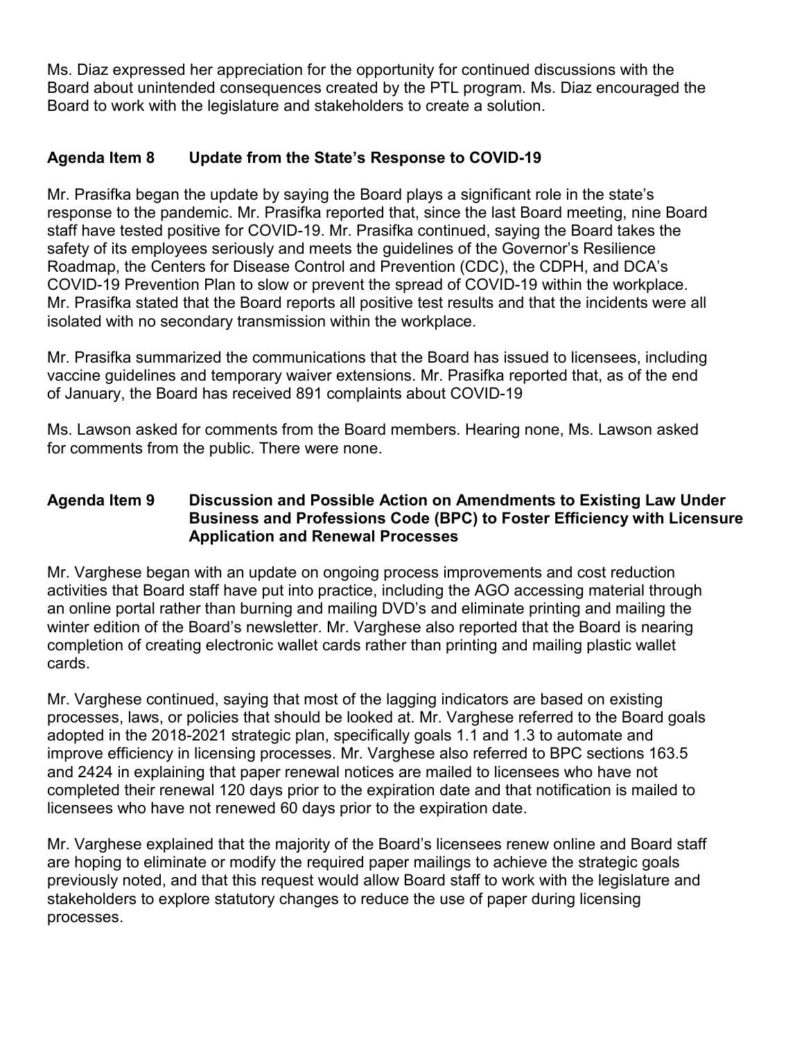Ms. Diaz expressed her appreciation for the opportunity for continued discussions with the Board about unintended consequences created by the PTL program. Ms. Diaz encouraged the Board to work with the legislature and stakeholders to create a solution.

## Agenda Item 8 Update from the State's Response to COVID-19

Mr. Prasifka began the update by saying the Board plays a significant role in the state's response to the pandemic. Mr. Prasifka reported that, since the last Board meeting, nine Board staff have tested positive for COVID-19. Mr. Prasifka continued, saying the Board takes the safety of its employees seriously and meets the guidelines of the Governor's Resilience Roadmap, the Centers for Disease Control and Prevention (CDC), the CDPH, and DCA's COVID-19 Prevention Plan to slow or prevent the spread of COVID-19 within the workplace. Mr. Prasifka stated that the Board reports all positive test results and that the incidents were all isolated with no secondary transmission within the workplace.

Mr. Prasifka summarized the communications that the Board has issued to licensees, including vaccine guidelines and temporary waiver extensions. Mr. Prasifka reported that, as of the end of January, the Board has received 891 complaints about COVID-19

Ms. Lawson asked for comments from the Board members. Hearing none, Ms. Lawson asked for comments from the public. There were none.

## Agenda Item 9 Discussion and Possible Action on Amendments to Existing Law Under Business and Professions Code (BPC) to Foster Efficiency with Licensure Application and Renewal Processes

Mr. Varghese began with an update on ongoing process improvements and cost reduction activities that Board staff have put into practice, including the AGO accessing material through an online portal rather than burning and mailing DVD's and eliminate printing and mailing the winter edition of the Board's newsletter. Mr. Varghese also reported that the Board is nearing completion of creating electronic wallet cards rather than printing and mailing plastic wallet cards.

Mr. Varghese continued, saying that most of the lagging indicators are based on existing processes, laws, or policies that should be looked at. Mr. Varghese referred to the Board goals adopted in the 2018-2021 strategic plan, specifically goals 1.1 and 1.3 to automate and improve efficiency in licensing processes. Mr. Varghese also referred to BPC sections 163.5 and 2424 in explaining that paper renewal notices are mailed to licensees who have not completed their renewal 120 days prior to the expiration date and that notification is mailed to licensees who have not renewed 60 days prior to the expiration date.

Mr. Varghese explained that the majority of the Board's licensees renew online and Board staff are hoping to eliminate or modify the required paper mailings to achieve the strategic goals previously noted, and that this request would allow Board staff to work with the legislature and stakeholders to explore statutory changes to reduce the use of paper during licensing processes.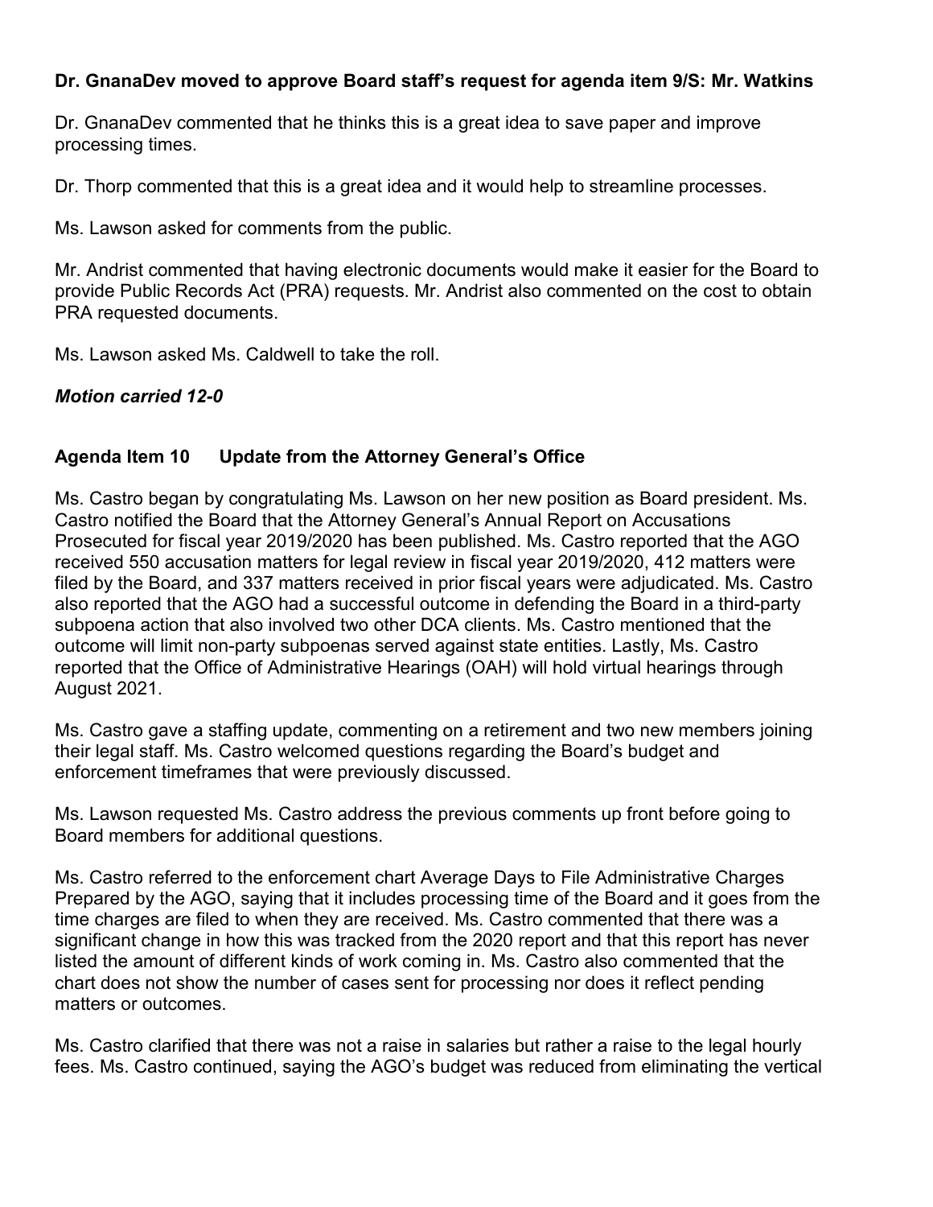**Dr. GnanaDev moved to approve Board staff's request for agenda item 9/S: Mr. Watkins**

Dr. GnanaDev commented that he thinks this is a great idea to save paper and improve processing times.

Dr. Thorp commented that this is a great idea and it would help to streamline processes.

Ms. Lawson asked for comments from the public.

Mr. Andrist commented that having electronic documents would make it easier for the Board to provide Public Records Act (PRA) requests. Mr. Andrist also commented on the cost to obtain PRA requested documents.

Ms. Lawson asked Ms. Caldwell to take the roll.

***Motion carried 12-0***

**Agenda Item 10 Update from the Attorney General's Office**

Ms. Castro began by congratulating Ms. Lawson on her new position as Board president. Ms. Castro notified the Board that the Attorney General's Annual Report on Accusations Prosecuted for fiscal year 2019/2020 has been published. Ms. Castro reported that the AGO received 550 accusation matters for legal review in fiscal year 2019/2020, 412 matters were filed by the Board, and 337 matters received in prior fiscal years were adjudicated. Ms. Castro also reported that the AGO had a successful outcome in defending the Board in a third-party subpoena action that also involved two other DCA clients. Ms. Castro mentioned that the outcome will limit non-party subpoenas served against state entities. Lastly, Ms. Castro reported that the Office of Administrative Hearings (OAH) will hold virtual hearings through August 2021.

Ms. Castro gave a staffing update, commenting on a retirement and two new members joining their legal staff. Ms. Castro welcomed questions regarding the Board's budget and enforcement timeframes that were previously discussed.

Ms. Lawson requested Ms. Castro address the previous comments up front before going to Board members for additional questions.

Ms. Castro referred to the enforcement chart Average Days to File Administrative Charges Prepared by the AGO, saying that it includes processing time of the Board and it goes from the time charges are filed to when they are received. Ms. Castro commented that there was a significant change in how this was tracked from the 2020 report and that this report has never listed the amount of different kinds of work coming in. Ms. Castro also commented that the chart does not show the number of cases sent for processing nor does it reflect pending matters or outcomes.

Ms. Castro clarified that there was not a raise in salaries but rather a raise to the legal hourly fees. Ms. Castro continued, saying the AGO's budget was reduced from eliminating the vertical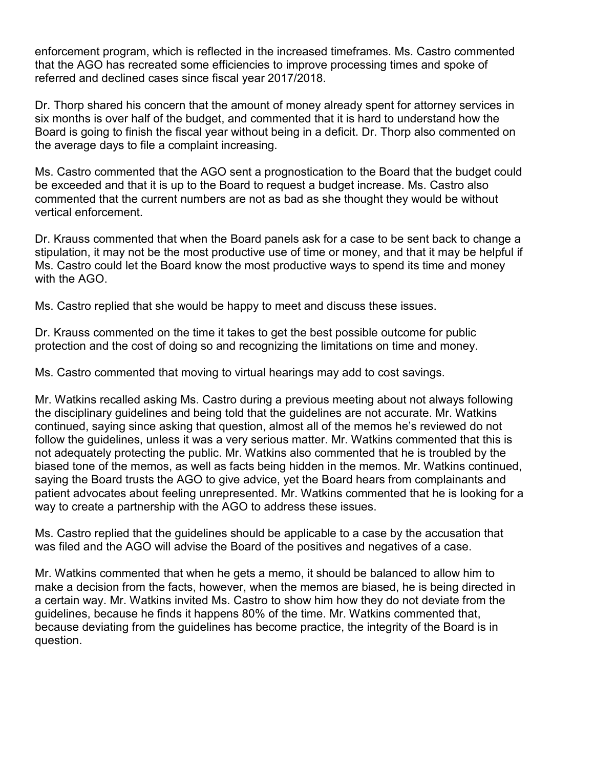enforcement program, which is reflected in the increased timeframes. Ms. Castro commented that the AGO has recreated some efficiencies to improve processing times and spoke of referred and declined cases since fiscal year 2017/2018.

Dr. Thorp shared his concern that the amount of money already spent for attorney services in six months is over half of the budget, and commented that it is hard to understand how the Board is going to finish the fiscal year without being in a deficit. Dr. Thorp also commented on the average days to file a complaint increasing.

Ms. Castro commented that the AGO sent a prognostication to the Board that the budget could be exceeded and that it is up to the Board to request a budget increase. Ms. Castro also commented that the current numbers are not as bad as she thought they would be without vertical enforcement.

Dr. Krauss commented that when the Board panels ask for a case to be sent back to change a stipulation, it may not be the most productive use of time or money, and that it may be helpful if Ms. Castro could let the Board know the most productive ways to spend its time and money with the AGO.

Ms. Castro replied that she would be happy to meet and discuss these issues.

Dr. Krauss commented on the time it takes to get the best possible outcome for public protection and the cost of doing so and recognizing the limitations on time and money.

Ms. Castro commented that moving to virtual hearings may add to cost savings.

Mr. Watkins recalled asking Ms. Castro during a previous meeting about not always following the disciplinary guidelines and being told that the guidelines are not accurate. Mr. Watkins continued, saying since asking that question, almost all of the memos he's reviewed do not follow the guidelines, unless it was a very serious matter. Mr. Watkins commented that this is not adequately protecting the public. Mr. Watkins also commented that he is troubled by the biased tone of the memos, as well as facts being hidden in the memos. Mr. Watkins continued, saying the Board trusts the AGO to give advice, yet the Board hears from complainants and patient advocates about feeling unrepresented. Mr. Watkins commented that he is looking for a way to create a partnership with the AGO to address these issues.

Ms. Castro replied that the guidelines should be applicable to a case by the accusation that was filed and the AGO will advise the Board of the positives and negatives of a case.

Mr. Watkins commented that when he gets a memo, it should be balanced to allow him to make a decision from the facts, however, when the memos are biased, he is being directed in a certain way. Mr. Watkins invited Ms. Castro to show him how they do not deviate from the guidelines, because he finds it happens 80% of the time. Mr. Watkins commented that, because deviating from the guidelines has become practice, the integrity of the Board is in question.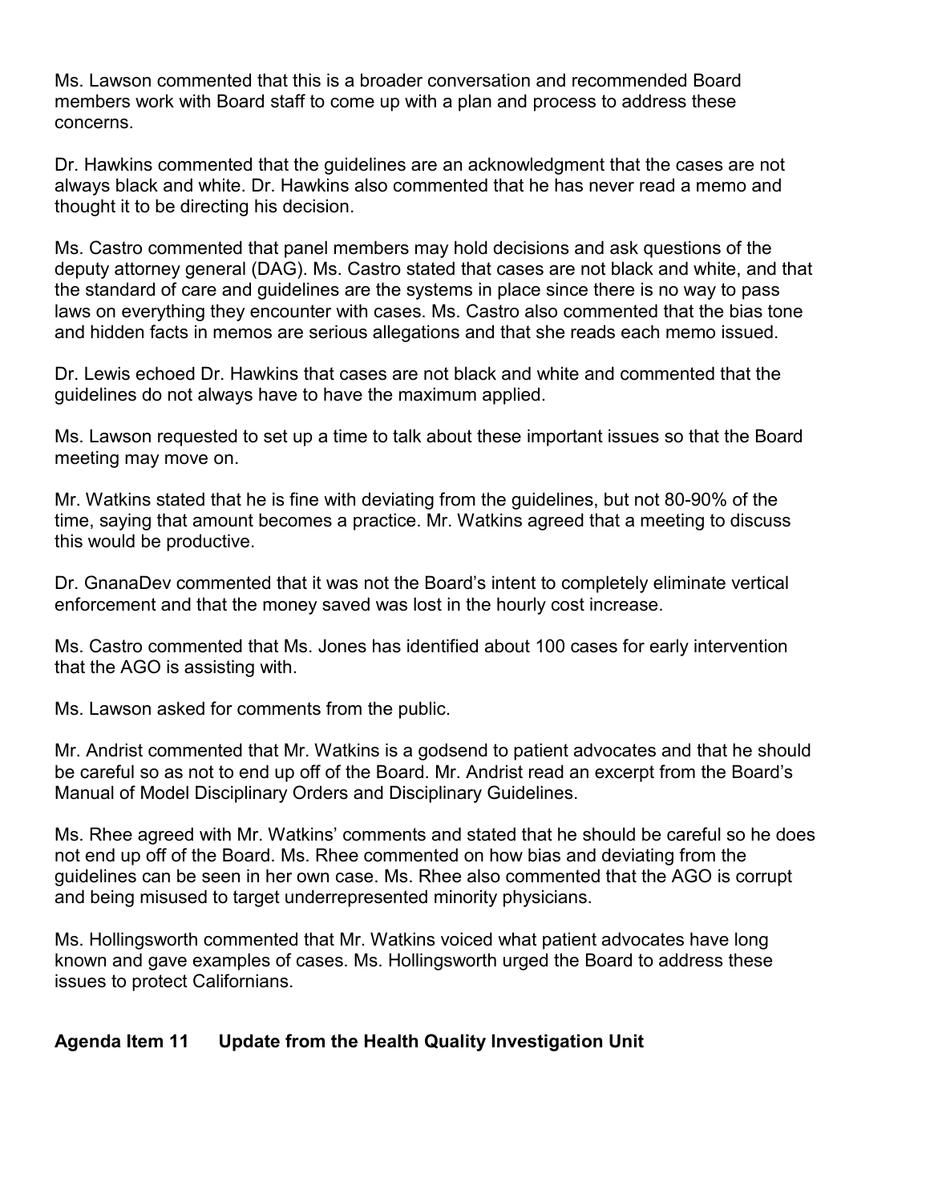Ms. Lawson commented that this is a broader conversation and recommended Board members work with Board staff to come up with a plan and process to address these concerns.

Dr. Hawkins commented that the guidelines are an acknowledgment that the cases are not always black and white. Dr. Hawkins also commented that he has never read a memo and thought it to be directing his decision.

Ms. Castro commented that panel members may hold decisions and ask questions of the deputy attorney general (DAG). Ms. Castro stated that cases are not black and white, and that the standard of care and guidelines are the systems in place since there is no way to pass laws on everything they encounter with cases. Ms. Castro also commented that the bias tone and hidden facts in memos are serious allegations and that she reads each memo issued.

Dr. Lewis echoed Dr. Hawkins that cases are not black and white and commented that the guidelines do not always have to have the maximum applied.

Ms. Lawson requested to set up a time to talk about these important issues so that the Board meeting may move on.

Mr. Watkins stated that he is fine with deviating from the guidelines, but not 80-90% of the time, saying that amount becomes a practice. Mr. Watkins agreed that a meeting to discuss this would be productive.

Dr. GnanaDev commented that it was not the Board's intent to completely eliminate vertical enforcement and that the money saved was lost in the hourly cost increase.

Ms. Castro commented that Ms. Jones has identified about 100 cases for early intervention that the AGO is assisting with.

Ms. Lawson asked for comments from the public.

Mr. Andrist commented that Mr. Watkins is a godsend to patient advocates and that he should be careful so as not to end up off of the Board. Mr. Andrist read an excerpt from the Board's Manual of Model Disciplinary Orders and Disciplinary Guidelines.

Ms. Rhee agreed with Mr. Watkins' comments and stated that he should be careful so he does not end up off of the Board. Ms. Rhee commented on how bias and deviating from the guidelines can be seen in her own case. Ms. Rhee also commented that the AGO is corrupt and being misused to target underrepresented minority physicians.

Ms. Hollingsworth commented that Mr. Watkins voiced what patient advocates have long known and gave examples of cases. Ms. Hollingsworth urged the Board to address these issues to protect Californians.

## Agenda Item 11 Update from the Health Quality Investigation Unit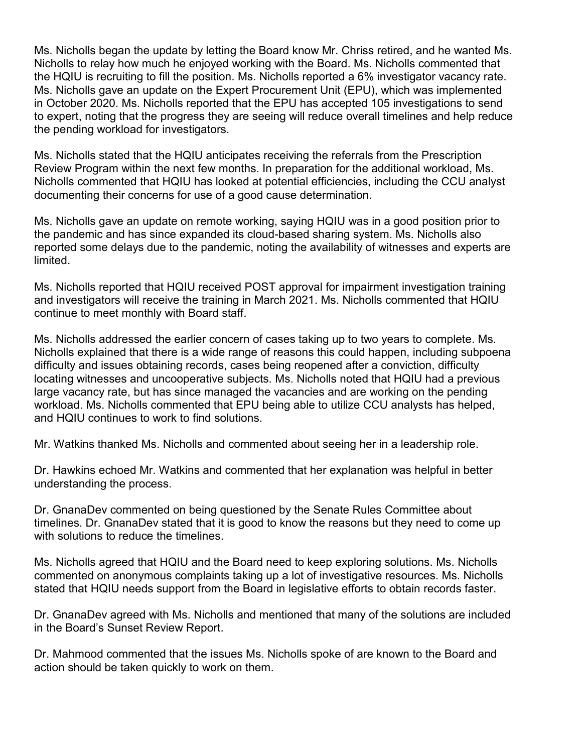Ms. Nicholls began the update by letting the Board know Mr. Chriss retired, and he wanted Ms. Nicholls to relay how much he enjoyed working with the Board. Ms. Nicholls commented that the HQIU is recruiting to fill the position. Ms. Nicholls reported a 6% investigator vacancy rate. Ms. Nicholls gave an update on the Expert Procurement Unit (EPU), which was implemented in October 2020. Ms. Nicholls reported that the EPU has accepted 105 investigations to send to expert, noting that the progress they are seeing will reduce overall timelines and help reduce the pending workload for investigators.

Ms. Nicholls stated that the HQIU anticipates receiving the referrals from the Prescription Review Program within the next few months. In preparation for the additional workload, Ms. Nicholls commented that HQIU has looked at potential efficiencies, including the CCU analyst documenting their concerns for use of a good cause determination.

Ms. Nicholls gave an update on remote working, saying HQIU was in a good position prior to the pandemic and has since expanded its cloud-based sharing system. Ms. Nicholls also reported some delays due to the pandemic, noting the availability of witnesses and experts are limited.

Ms. Nicholls reported that HQIU received POST approval for impairment investigation training and investigators will receive the training in March 2021. Ms. Nicholls commented that HQIU continue to meet monthly with Board staff.

Ms. Nicholls addressed the earlier concern of cases taking up to two years to complete. Ms. Nicholls explained that there is a wide range of reasons this could happen, including subpoena difficulty and issues obtaining records, cases being reopened after a conviction, difficulty locating witnesses and uncooperative subjects. Ms. Nicholls noted that HQIU had a previous large vacancy rate, but has since managed the vacancies and are working on the pending workload. Ms. Nicholls commented that EPU being able to utilize CCU analysts has helped, and HQIU continues to work to find solutions.

Mr. Watkins thanked Ms. Nicholls and commented about seeing her in a leadership role.

Dr. Hawkins echoed Mr. Watkins and commented that her explanation was helpful in better understanding the process.

Dr. GnanaDev commented on being questioned by the Senate Rules Committee about timelines. Dr. GnanaDev stated that it is good to know the reasons but they need to come up with solutions to reduce the timelines.

Ms. Nicholls agreed that HQIU and the Board need to keep exploring solutions. Ms. Nicholls commented on anonymous complaints taking up a lot of investigative resources. Ms. Nicholls stated that HQIU needs support from the Board in legislative efforts to obtain records faster.

Dr. GnanaDev agreed with Ms. Nicholls and mentioned that many of the solutions are included in the Board's Sunset Review Report.

Dr. Mahmood commented that the issues Ms. Nicholls spoke of are known to the Board and action should be taken quickly to work on them.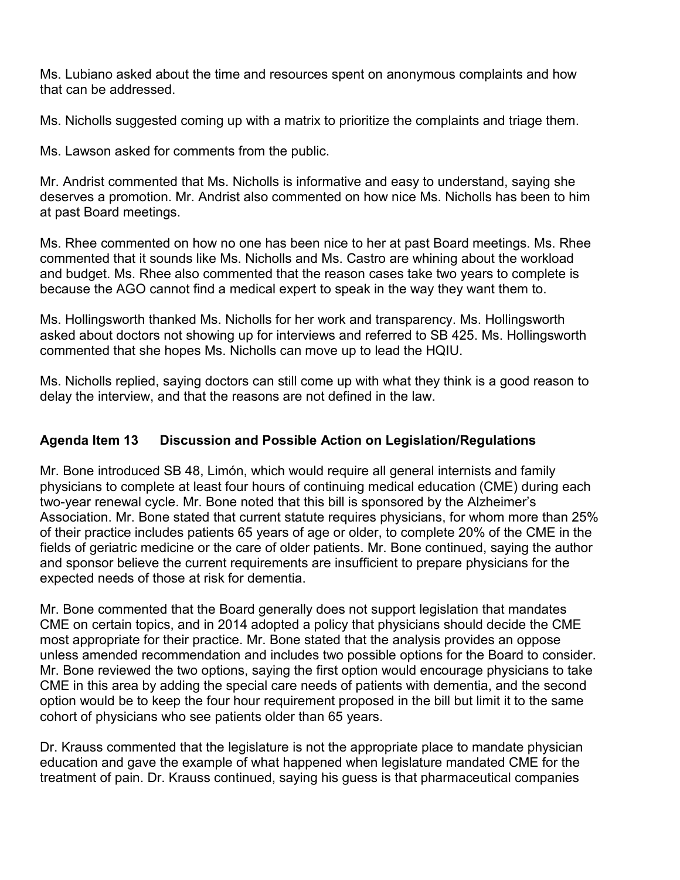Ms. Lubiano asked about the time and resources spent on anonymous complaints and how that can be addressed.

Ms. Nicholls suggested coming up with a matrix to prioritize the complaints and triage them.

Ms. Lawson asked for comments from the public.

Mr. Andrist commented that Ms. Nicholls is informative and easy to understand, saying she deserves a promotion. Mr. Andrist also commented on how nice Ms. Nicholls has been to him at past Board meetings.

Ms. Rhee commented on how no one has been nice to her at past Board meetings. Ms. Rhee commented that it sounds like Ms. Nicholls and Ms. Castro are whining about the workload and budget. Ms. Rhee also commented that the reason cases take two years to complete is because the AGO cannot find a medical expert to speak in the way they want them to.

Ms. Hollingsworth thanked Ms. Nicholls for her work and transparency. Ms. Hollingsworth asked about doctors not showing up for interviews and referred to SB 425. Ms. Hollingsworth commented that she hopes Ms. Nicholls can move up to lead the HQIU.

Ms. Nicholls replied, saying doctors can still come up with what they think is a good reason to delay the interview, and that the reasons are not defined in the law.

## Agenda Item 13 Discussion and Possible Action on Legislation/Regulations

Mr. Bone introduced SB 48, Limón, which would require all general internists and family physicians to complete at least four hours of continuing medical education (CME) during each two-year renewal cycle. Mr. Bone noted that this bill is sponsored by the Alzheimer's Association. Mr. Bone stated that current statute requires physicians, for whom more than 25% of their practice includes patients 65 years of age or older, to complete 20% of the CME in the fields of geriatric medicine or the care of older patients. Mr. Bone continued, saying the author and sponsor believe the current requirements are insufficient to prepare physicians for the expected needs of those at risk for dementia.

Mr. Bone commented that the Board generally does not support legislation that mandates CME on certain topics, and in 2014 adopted a policy that physicians should decide the CME most appropriate for their practice. Mr. Bone stated that the analysis provides an oppose unless amended recommendation and includes two possible options for the Board to consider. Mr. Bone reviewed the two options, saying the first option would encourage physicians to take CME in this area by adding the special care needs of patients with dementia, and the second option would be to keep the four hour requirement proposed in the bill but limit it to the same cohort of physicians who see patients older than 65 years.

Dr. Krauss commented that the legislature is not the appropriate place to mandate physician education and gave the example of what happened when legislature mandated CME for the treatment of pain. Dr. Krauss continued, saying his guess is that pharmaceutical companies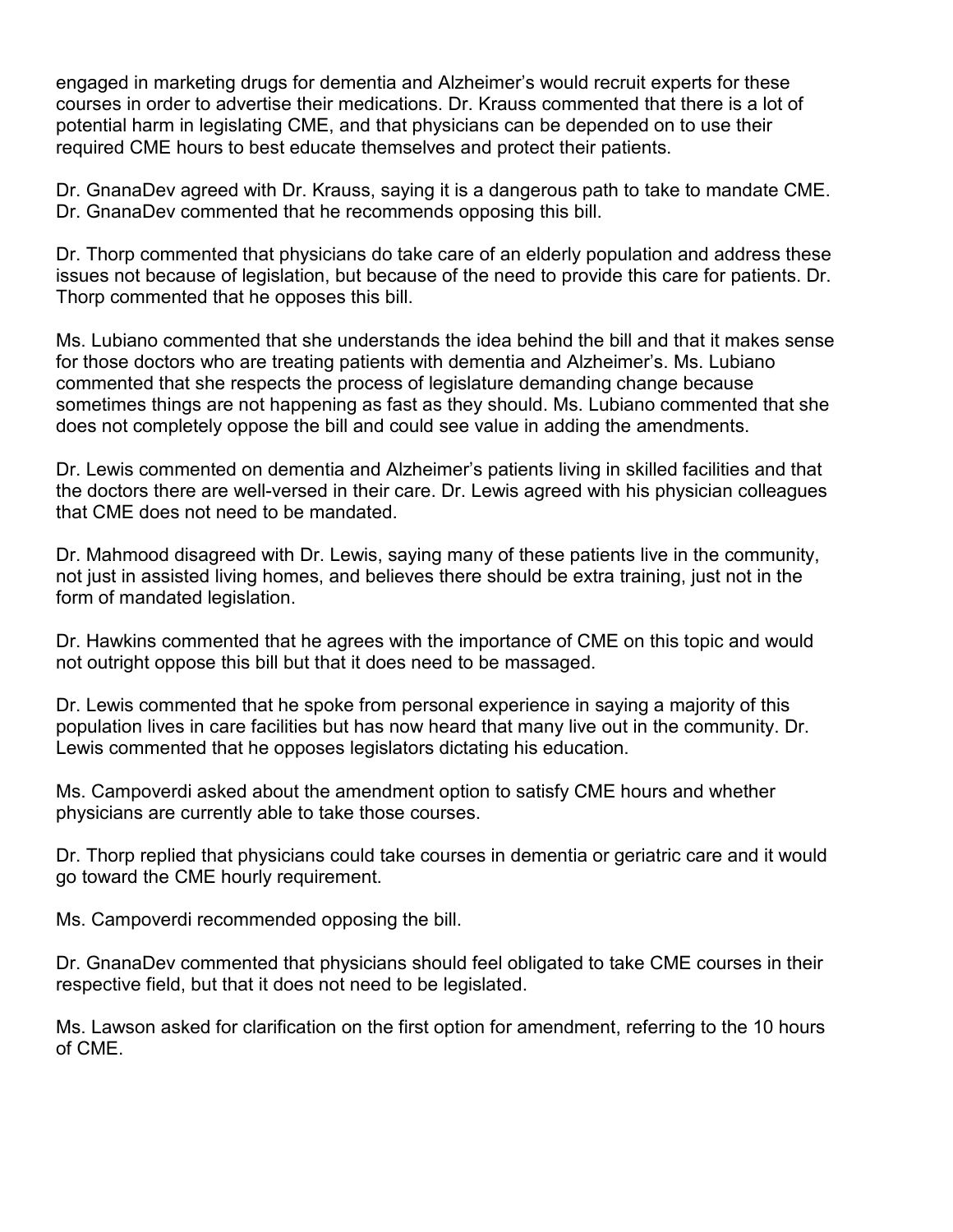engaged in marketing drugs for dementia and Alzheimer's would recruit experts for these courses in order to advertise their medications. Dr. Krauss commented that there is a lot of potential harm in legislating CME, and that physicians can be depended on to use their required CME hours to best educate themselves and protect their patients.

Dr. GnanaDev agreed with Dr. Krauss, saying it is a dangerous path to take to mandate CME. Dr. GnanaDev commented that he recommends opposing this bill.

Dr. Thorp commented that physicians do take care of an elderly population and address these issues not because of legislation, but because of the need to provide this care for patients. Dr. Thorp commented that he opposes this bill.

Ms. Lubiano commented that she understands the idea behind the bill and that it makes sense for those doctors who are treating patients with dementia and Alzheimer's. Ms. Lubiano commented that she respects the process of legislature demanding change because sometimes things are not happening as fast as they should. Ms. Lubiano commented that she does not completely oppose the bill and could see value in adding the amendments.

Dr. Lewis commented on dementia and Alzheimer's patients living in skilled facilities and that the doctors there are well-versed in their care. Dr. Lewis agreed with his physician colleagues that CME does not need to be mandated.

Dr. Mahmood disagreed with Dr. Lewis, saying many of these patients live in the community, not just in assisted living homes, and believes there should be extra training, just not in the form of mandated legislation.

Dr. Hawkins commented that he agrees with the importance of CME on this topic and would not outright oppose this bill but that it does need to be massaged.

Dr. Lewis commented that he spoke from personal experience in saying a majority of this population lives in care facilities but has now heard that many live out in the community. Dr. Lewis commented that he opposes legislators dictating his education.

Ms. Campoverdi asked about the amendment option to satisfy CME hours and whether physicians are currently able to take those courses.

Dr. Thorp replied that physicians could take courses in dementia or geriatric care and it would go toward the CME hourly requirement.

Ms. Campoverdi recommended opposing the bill.

Dr. GnanaDev commented that physicians should feel obligated to take CME courses in their respective field, but that it does not need to be legislated.

Ms. Lawson asked for clarification on the first option for amendment, referring to the 10 hours of CME.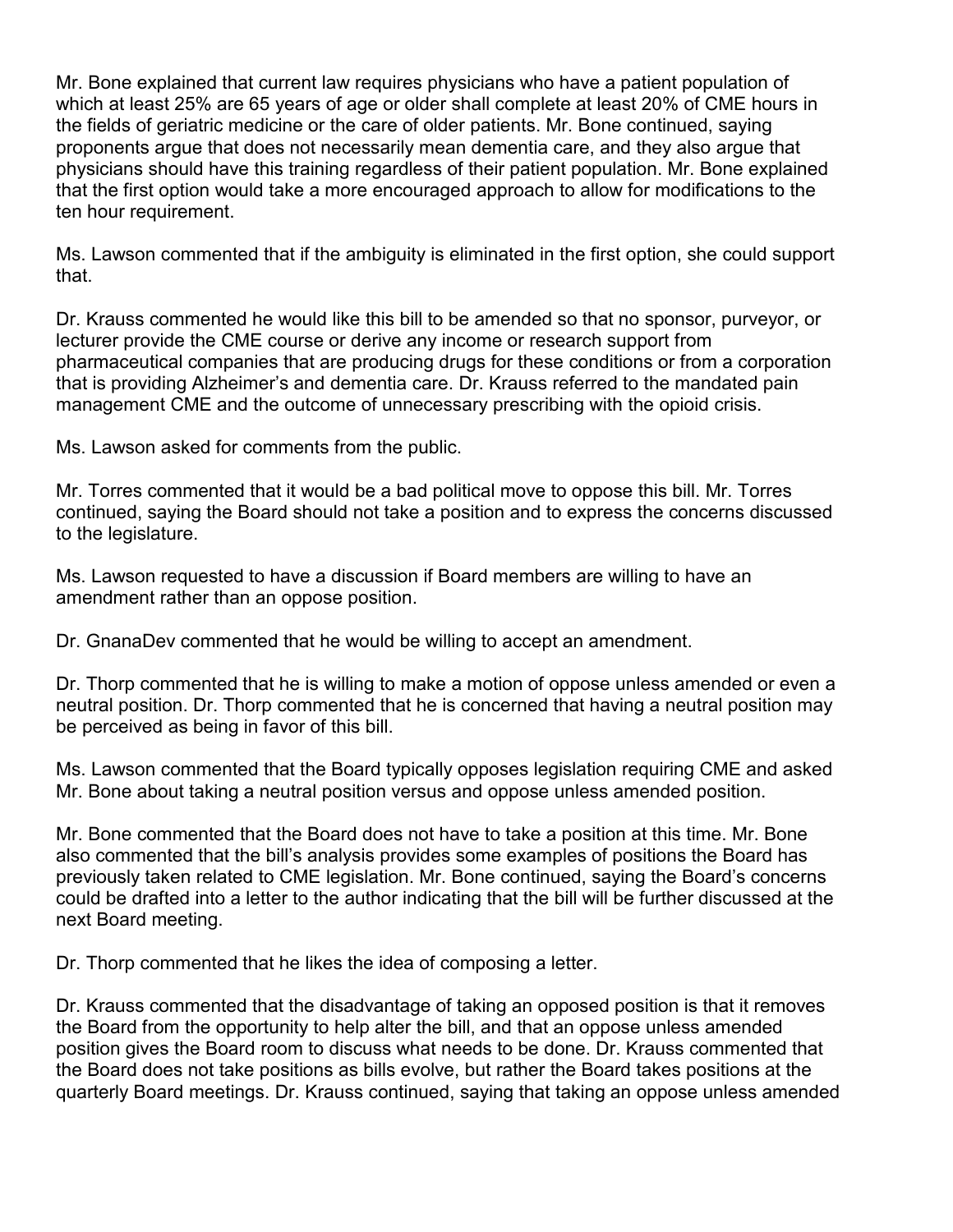Mr. Bone explained that current law requires physicians who have a patient population of which at least 25% are 65 years of age or older shall complete at least 20% of CME hours in the fields of geriatric medicine or the care of older patients. Mr. Bone continued, saying proponents argue that does not necessarily mean dementia care, and they also argue that physicians should have this training regardless of their patient population. Mr. Bone explained that the first option would take a more encouraged approach to allow for modifications to the ten hour requirement.

Ms. Lawson commented that if the ambiguity is eliminated in the first option, she could support that.

Dr. Krauss commented he would like this bill to be amended so that no sponsor, purveyor, or lecturer provide the CME course or derive any income or research support from pharmaceutical companies that are producing drugs for these conditions or from a corporation that is providing Alzheimer's and dementia care. Dr. Krauss referred to the mandated pain management CME and the outcome of unnecessary prescribing with the opioid crisis.

Ms. Lawson asked for comments from the public.

Mr. Torres commented that it would be a bad political move to oppose this bill. Mr. Torres continued, saying the Board should not take a position and to express the concerns discussed to the legislature.

Ms. Lawson requested to have a discussion if Board members are willing to have an amendment rather than an oppose position.

Dr. GnanaDev commented that he would be willing to accept an amendment.

Dr. Thorp commented that he is willing to make a motion of oppose unless amended or even a neutral position. Dr. Thorp commented that he is concerned that having a neutral position may be perceived as being in favor of this bill.

Ms. Lawson commented that the Board typically opposes legislation requiring CME and asked Mr. Bone about taking a neutral position versus and oppose unless amended position.

Mr. Bone commented that the Board does not have to take a position at this time. Mr. Bone also commented that the bill's analysis provides some examples of positions the Board has previously taken related to CME legislation. Mr. Bone continued, saying the Board's concerns could be drafted into a letter to the author indicating that the bill will be further discussed at the next Board meeting.

Dr. Thorp commented that he likes the idea of composing a letter.

Dr. Krauss commented that the disadvantage of taking an opposed position is that it removes the Board from the opportunity to help alter the bill, and that an oppose unless amended position gives the Board room to discuss what needs to be done. Dr. Krauss commented that the Board does not take positions as bills evolve, but rather the Board takes positions at the quarterly Board meetings. Dr. Krauss continued, saying that taking an oppose unless amended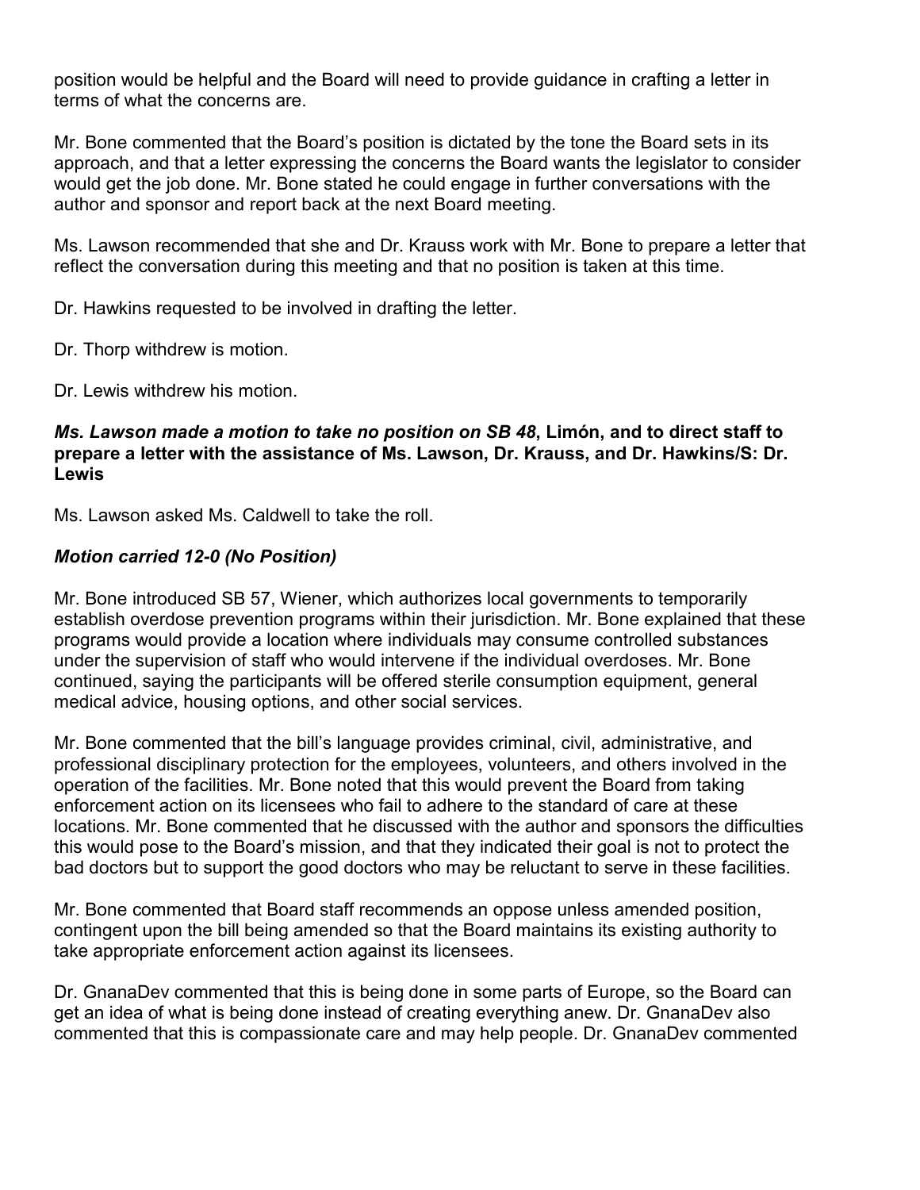position would be helpful and the Board will need to provide guidance in crafting a letter in terms of what the concerns are.

Mr. Bone commented that the Board's position is dictated by the tone the Board sets in its approach, and that a letter expressing the concerns the Board wants the legislator to consider would get the job done. Mr. Bone stated he could engage in further conversations with the author and sponsor and report back at the next Board meeting.

Ms. Lawson recommended that she and Dr. Krauss work with Mr. Bone to prepare a letter that reflect the conversation during this meeting and that no position is taken at this time.

Dr. Hawkins requested to be involved in drafting the letter.

Dr. Thorp withdrew is motion.

Dr. Lewis withdrew his motion.

***Ms. Lawson made a motion to take no position on SB 48*, Limón, and to direct staff to prepare a letter with the assistance of Ms. Lawson, Dr. Krauss, and Dr. Hawkins/S: Dr. Lewis**

Ms. Lawson asked Ms. Caldwell to take the roll.

***Motion carried 12-0 (No Position)***

Mr. Bone introduced SB 57, Wiener, which authorizes local governments to temporarily establish overdose prevention programs within their jurisdiction. Mr. Bone explained that these programs would provide a location where individuals may consume controlled substances under the supervision of staff who would intervene if the individual overdoses. Mr. Bone continued, saying the participants will be offered sterile consumption equipment, general medical advice, housing options, and other social services.

Mr. Bone commented that the bill's language provides criminal, civil, administrative, and professional disciplinary protection for the employees, volunteers, and others involved in the operation of the facilities. Mr. Bone noted that this would prevent the Board from taking enforcement action on its licensees who fail to adhere to the standard of care at these locations. Mr. Bone commented that he discussed with the author and sponsors the difficulties this would pose to the Board's mission, and that they indicated their goal is not to protect the bad doctors but to support the good doctors who may be reluctant to serve in these facilities.

Mr. Bone commented that Board staff recommends an oppose unless amended position, contingent upon the bill being amended so that the Board maintains its existing authority to take appropriate enforcement action against its licensees.

Dr. GnanaDev commented that this is being done in some parts of Europe, so the Board can get an idea of what is being done instead of creating everything anew. Dr. GnanaDev also commented that this is compassionate care and may help people. Dr. GnanaDev commented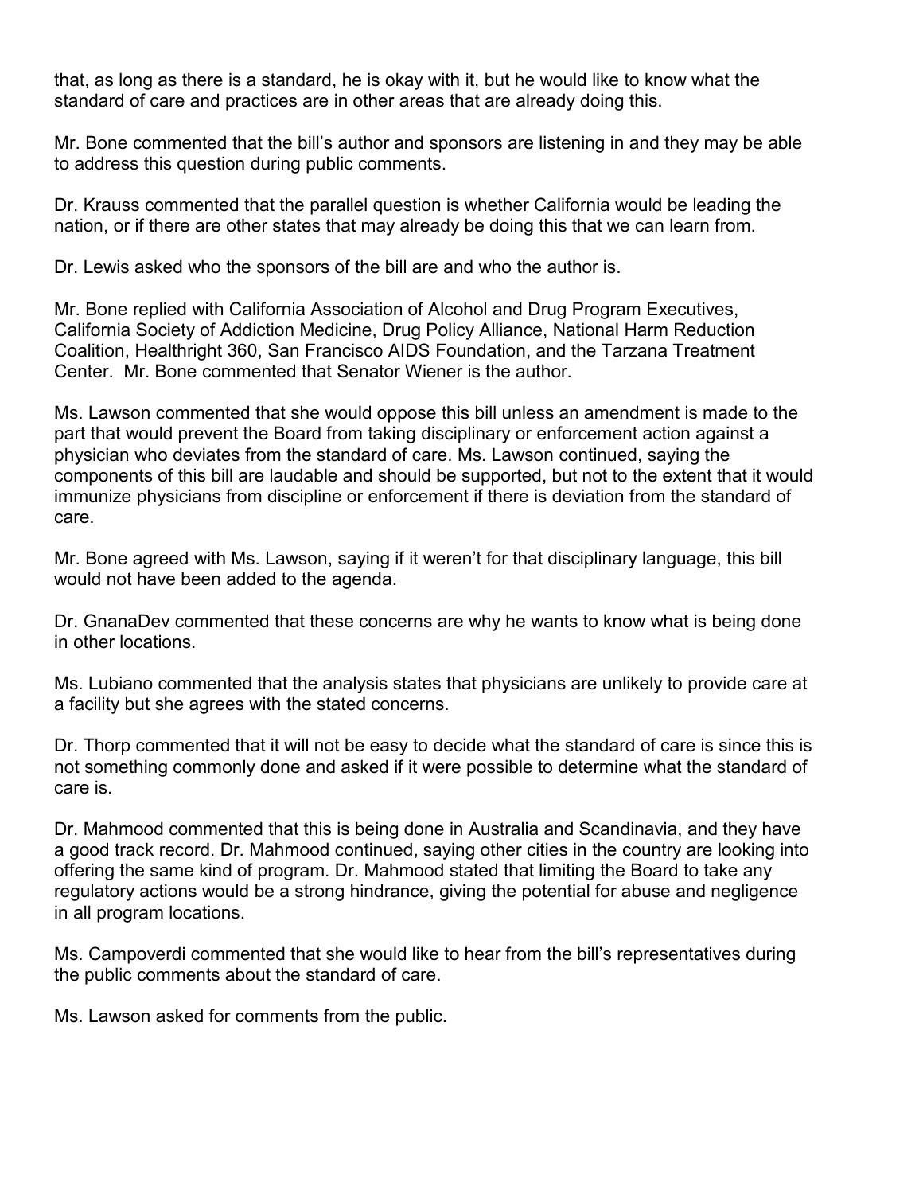that, as long as there is a standard, he is okay with it, but he would like to know what the standard of care and practices are in other areas that are already doing this.

Mr. Bone commented that the bill's author and sponsors are listening in and they may be able to address this question during public comments.

Dr. Krauss commented that the parallel question is whether California would be leading the nation, or if there are other states that may already be doing this that we can learn from.

Dr. Lewis asked who the sponsors of the bill are and who the author is.

Mr. Bone replied with California Association of Alcohol and Drug Program Executives, California Society of Addiction Medicine, Drug Policy Alliance, National Harm Reduction Coalition, Healthright 360, San Francisco AIDS Foundation, and the Tarzana Treatment Center. Mr. Bone commented that Senator Wiener is the author.

Ms. Lawson commented that she would oppose this bill unless an amendment is made to the part that would prevent the Board from taking disciplinary or enforcement action against a physician who deviates from the standard of care. Ms. Lawson continued, saying the components of this bill are laudable and should be supported, but not to the extent that it would immunize physicians from discipline or enforcement if there is deviation from the standard of care.

Mr. Bone agreed with Ms. Lawson, saying if it weren't for that disciplinary language, this bill would not have been added to the agenda.

Dr. GnanaDev commented that these concerns are why he wants to know what is being done in other locations.

Ms. Lubiano commented that the analysis states that physicians are unlikely to provide care at a facility but she agrees with the stated concerns.

Dr. Thorp commented that it will not be easy to decide what the standard of care is since this is not something commonly done and asked if it were possible to determine what the standard of care is.

Dr. Mahmood commented that this is being done in Australia and Scandinavia, and they have a good track record. Dr. Mahmood continued, saying other cities in the country are looking into offering the same kind of program. Dr. Mahmood stated that limiting the Board to take any regulatory actions would be a strong hindrance, giving the potential for abuse and negligence in all program locations.

Ms. Campoverdi commented that she would like to hear from the bill's representatives during the public comments about the standard of care.

Ms. Lawson asked for comments from the public.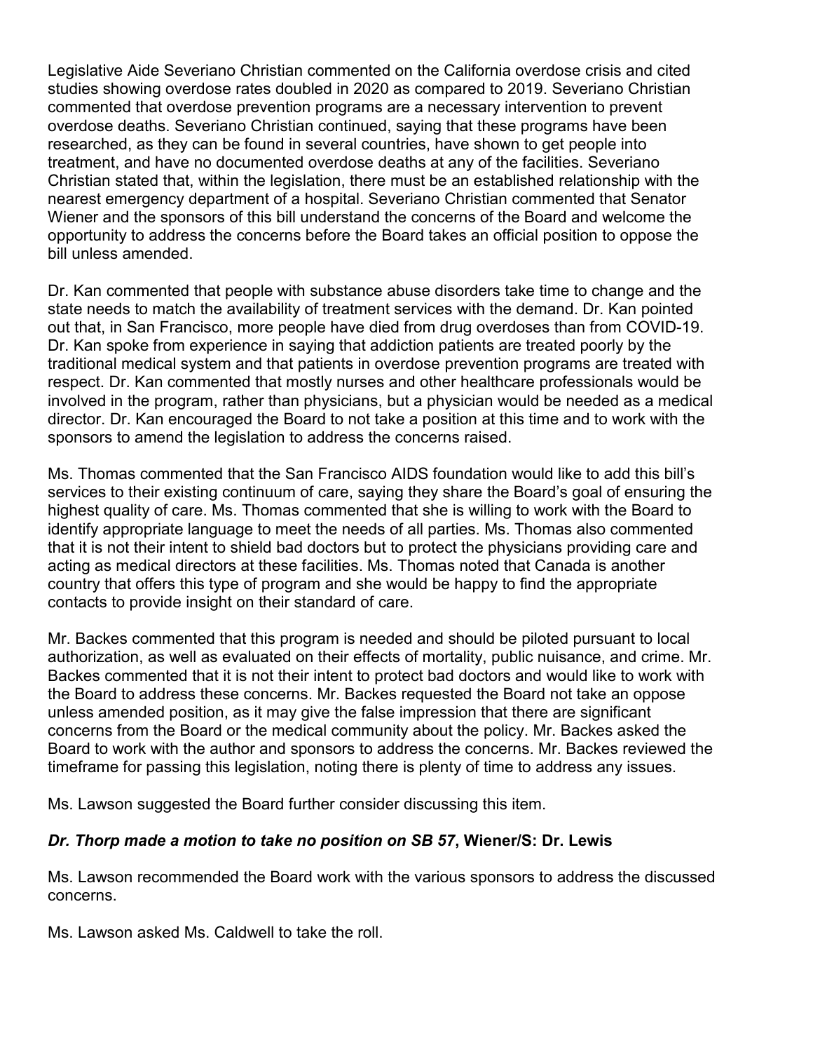Legislative Aide Severiano Christian commented on the California overdose crisis and cited studies showing overdose rates doubled in 2020 as compared to 2019. Severiano Christian commented that overdose prevention programs are a necessary intervention to prevent overdose deaths. Severiano Christian continued, saying that these programs have been researched, as they can be found in several countries, have shown to get people into treatment, and have no documented overdose deaths at any of the facilities. Severiano Christian stated that, within the legislation, there must be an established relationship with the nearest emergency department of a hospital. Severiano Christian commented that Senator Wiener and the sponsors of this bill understand the concerns of the Board and welcome the opportunity to address the concerns before the Board takes an official position to oppose the bill unless amended.

Dr. Kan commented that people with substance abuse disorders take time to change and the state needs to match the availability of treatment services with the demand. Dr. Kan pointed out that, in San Francisco, more people have died from drug overdoses than from COVID-19. Dr. Kan spoke from experience in saying that addiction patients are treated poorly by the traditional medical system and that patients in overdose prevention programs are treated with respect. Dr. Kan commented that mostly nurses and other healthcare professionals would be involved in the program, rather than physicians, but a physician would be needed as a medical director. Dr. Kan encouraged the Board to not take a position at this time and to work with the sponsors to amend the legislation to address the concerns raised.

Ms. Thomas commented that the San Francisco AIDS foundation would like to add this bill's services to their existing continuum of care, saying they share the Board's goal of ensuring the highest quality of care. Ms. Thomas commented that she is willing to work with the Board to identify appropriate language to meet the needs of all parties. Ms. Thomas also commented that it is not their intent to shield bad doctors but to protect the physicians providing care and acting as medical directors at these facilities. Ms. Thomas noted that Canada is another country that offers this type of program and she would be happy to find the appropriate contacts to provide insight on their standard of care.

Mr. Backes commented that this program is needed and should be piloted pursuant to local authorization, as well as evaluated on their effects of mortality, public nuisance, and crime. Mr. Backes commented that it is not their intent to protect bad doctors and would like to work with the Board to address these concerns. Mr. Backes requested the Board not take an oppose unless amended position, as it may give the false impression that there are significant concerns from the Board or the medical community about the policy. Mr. Backes asked the Board to work with the author and sponsors to address the concerns. Mr. Backes reviewed the timeframe for passing this legislation, noting there is plenty of time to address any issues.

Ms. Lawson suggested the Board further consider discussing this item.

***Dr. Thorp made a motion to take no position on SB 57*, Wiener/S: Dr. Lewis**

Ms. Lawson recommended the Board work with the various sponsors to address the discussed concerns.

Ms. Lawson asked Ms. Caldwell to take the roll.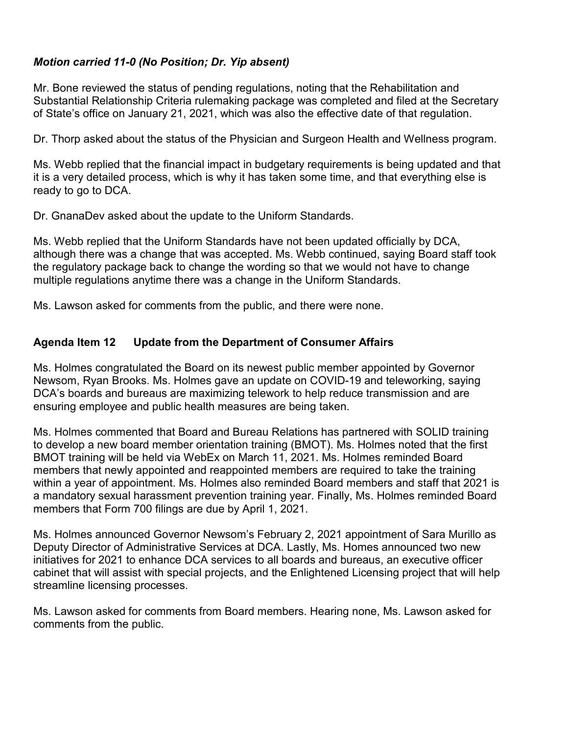***Motion carried 11-0 (No Position; Dr. Yip absent)***

Mr. Bone reviewed the status of pending regulations, noting that the Rehabilitation and Substantial Relationship Criteria rulemaking package was completed and filed at the Secretary of State's office on January 21, 2021, which was also the effective date of that regulation.

Dr. Thorp asked about the status of the Physician and Surgeon Health and Wellness program.

Ms. Webb replied that the financial impact in budgetary requirements is being updated and that it is a very detailed process, which is why it has taken some time, and that everything else is ready to go to DCA.

Dr. GnanaDev asked about the update to the Uniform Standards.

Ms. Webb replied that the Uniform Standards have not been updated officially by DCA, although there was a change that was accepted. Ms. Webb continued, saying Board staff took the regulatory package back to change the wording so that we would not have to change multiple regulations anytime there was a change in the Uniform Standards.

Ms. Lawson asked for comments from the public, and there were none.

## Agenda Item 12 Update from the Department of Consumer Affairs

Ms. Holmes congratulated the Board on its newest public member appointed by Governor Newsom, Ryan Brooks. Ms. Holmes gave an update on COVID-19 and teleworking, saying DCA's boards and bureaus are maximizing telework to help reduce transmission and are ensuring employee and public health measures are being taken.

Ms. Holmes commented that Board and Bureau Relations has partnered with SOLID training to develop a new board member orientation training (BMOT). Ms. Holmes noted that the first BMOT training will be held via WebEx on March 11, 2021. Ms. Holmes reminded Board members that newly appointed and reappointed members are required to take the training within a year of appointment. Ms. Holmes also reminded Board members and staff that 2021 is a mandatory sexual harassment prevention training year. Finally, Ms. Holmes reminded Board members that Form 700 filings are due by April 1, 2021.

Ms. Holmes announced Governor Newsom's February 2, 2021 appointment of Sara Murillo as Deputy Director of Administrative Services at DCA. Lastly, Ms. Homes announced two new initiatives for 2021 to enhance DCA services to all boards and bureaus, an executive officer cabinet that will assist with special projects, and the Enlightened Licensing project that will help streamline licensing processes.

Ms. Lawson asked for comments from Board members. Hearing none, Ms. Lawson asked for comments from the public.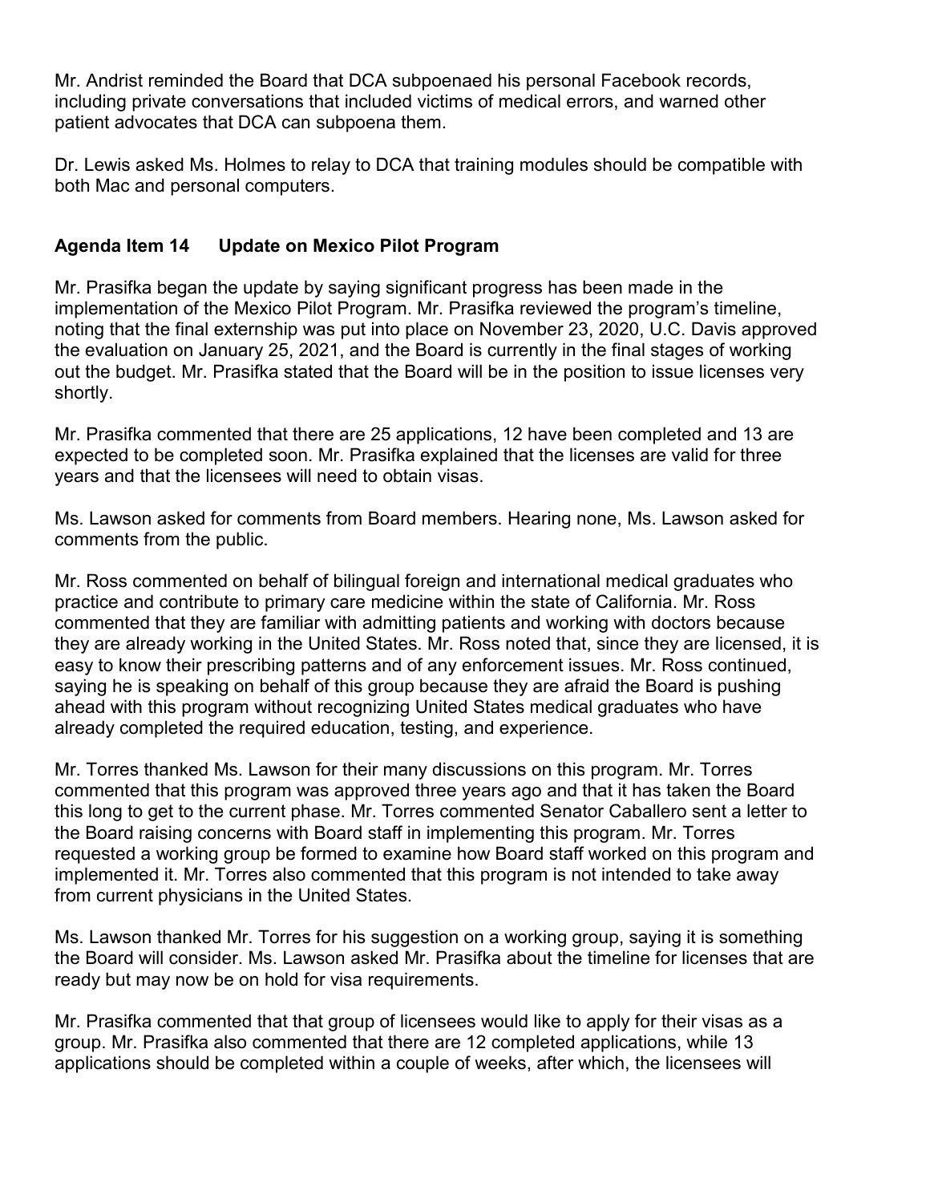Mr. Andrist reminded the Board that DCA subpoenaed his personal Facebook records, including private conversations that included victims of medical errors, and warned other patient advocates that DCA can subpoena them.

Dr. Lewis asked Ms. Holmes to relay to DCA that training modules should be compatible with both Mac and personal computers.

## Agenda Item 14 Update on Mexico Pilot Program

Mr. Prasifka began the update by saying significant progress has been made in the implementation of the Mexico Pilot Program. Mr. Prasifka reviewed the program's timeline, noting that the final externship was put into place on November 23, 2020, U.C. Davis approved the evaluation on January 25, 2021, and the Board is currently in the final stages of working out the budget. Mr. Prasifka stated that the Board will be in the position to issue licenses very shortly.

Mr. Prasifka commented that there are 25 applications, 12 have been completed and 13 are expected to be completed soon. Mr. Prasifka explained that the licenses are valid for three years and that the licensees will need to obtain visas.

Ms. Lawson asked for comments from Board members. Hearing none, Ms. Lawson asked for comments from the public.

Mr. Ross commented on behalf of bilingual foreign and international medical graduates who practice and contribute to primary care medicine within the state of California. Mr. Ross commented that they are familiar with admitting patients and working with doctors because they are already working in the United States. Mr. Ross noted that, since they are licensed, it is easy to know their prescribing patterns and of any enforcement issues. Mr. Ross continued, saying he is speaking on behalf of this group because they are afraid the Board is pushing ahead with this program without recognizing United States medical graduates who have already completed the required education, testing, and experience.

Mr. Torres thanked Ms. Lawson for their many discussions on this program. Mr. Torres commented that this program was approved three years ago and that it has taken the Board this long to get to the current phase. Mr. Torres commented Senator Caballero sent a letter to the Board raising concerns with Board staff in implementing this program. Mr. Torres requested a working group be formed to examine how Board staff worked on this program and implemented it. Mr. Torres also commented that this program is not intended to take away from current physicians in the United States.

Ms. Lawson thanked Mr. Torres for his suggestion on a working group, saying it is something the Board will consider. Ms. Lawson asked Mr. Prasifka about the timeline for licenses that are ready but may now be on hold for visa requirements.

Mr. Prasifka commented that that group of licensees would like to apply for their visas as a group. Mr. Prasifka also commented that there are 12 completed applications, while 13 applications should be completed within a couple of weeks, after which, the licensees will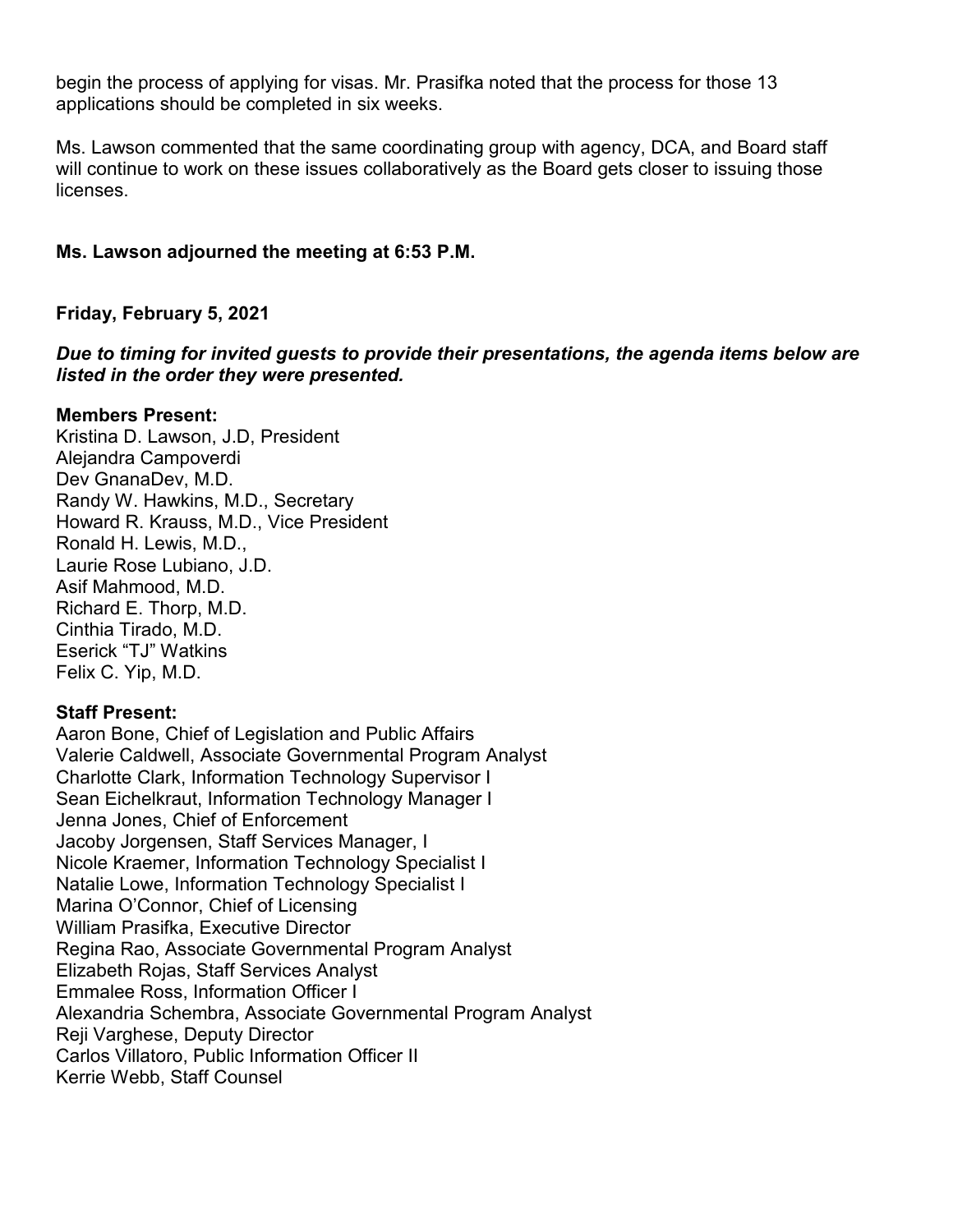begin the process of applying for visas. Mr. Prasifka noted that the process for those 13 applications should be completed in six weeks.

Ms. Lawson commented that the same coordinating group with agency, DCA, and Board staff will continue to work on these issues collaboratively as the Board gets closer to issuing those licenses.

**Ms. Lawson adjourned the meeting at 6:53 P.M.**

**Friday, February 5, 2021**

***Due to timing for invited guests to provide their presentations, the agenda items below are listed in the order they were presented.***

**Members Present:**
Kristina D. Lawson, J.D, President
Alejandra Campoverdi
Dev GnanaDev, M.D.
Randy W. Hawkins, M.D., Secretary
Howard R. Krauss, M.D., Vice President
Ronald H. Lewis, M.D.,
Laurie Rose Lubiano, J.D.
Asif Mahmood, M.D.
Richard E. Thorp, M.D.
Cinthia Tirado, M.D.
Eserick "TJ" Watkins
Felix C. Yip, M.D.

**Staff Present:**
Aaron Bone, Chief of Legislation and Public Affairs
Valerie Caldwell, Associate Governmental Program Analyst
Charlotte Clark, Information Technology Supervisor I
Sean Eichelkraut, Information Technology Manager I
Jenna Jones, Chief of Enforcement
Jacoby Jorgensen, Staff Services Manager, I
Nicole Kraemer, Information Technology Specialist I
Natalie Lowe, Information Technology Specialist I
Marina O'Connor, Chief of Licensing
William Prasifka, Executive Director
Regina Rao, Associate Governmental Program Analyst
Elizabeth Rojas, Staff Services Analyst
Emmalee Ross, Information Officer I
Alexandria Schembra, Associate Governmental Program Analyst
Reji Varghese, Deputy Director
Carlos Villatoro, Public Information Officer II
Kerrie Webb, Staff Counsel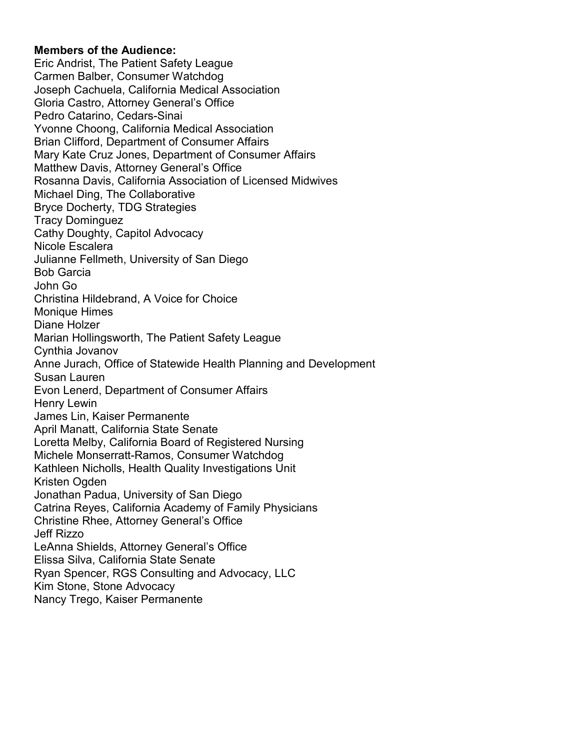**Members of the Audience:**

Eric Andrist, The Patient Safety League
Carmen Balber, Consumer Watchdog
Joseph Cachuela, California Medical Association
Gloria Castro, Attorney General's Office
Pedro Catarino, Cedars-Sinai
Yvonne Choong, California Medical Association
Brian Clifford, Department of Consumer Affairs
Mary Kate Cruz Jones, Department of Consumer Affairs
Matthew Davis, Attorney General's Office
Rosanna Davis, California Association of Licensed Midwives
Michael Ding, The Collaborative
Bryce Docherty, TDG Strategies
Tracy Dominguez
Cathy Doughty, Capitol Advocacy
Nicole Escalera
Julianne Fellmeth, University of San Diego
Bob Garcia
John Go
Christina Hildebrand, A Voice for Choice
Monique Himes
Diane Holzer
Marian Hollingsworth, The Patient Safety League
Cynthia Jovanov
Anne Jurach, Office of Statewide Health Planning and Development
Susan Lauren
Evon Lenerd, Department of Consumer Affairs
Henry Lewin
James Lin, Kaiser Permanente
April Manatt, California State Senate
Loretta Melby, California Board of Registered Nursing
Michele Monserratt-Ramos, Consumer Watchdog
Kathleen Nicholls, Health Quality Investigations Unit
Kristen Ogden
Jonathan Padua, University of San Diego
Catrina Reyes, California Academy of Family Physicians
Christine Rhee, Attorney General's Office
Jeff Rizzo
LeAnna Shields, Attorney General's Office
Elissa Silva, California State Senate
Ryan Spencer, RGS Consulting and Advocacy, LLC
Kim Stone, Stone Advocacy
Nancy Trego, Kaiser Permanente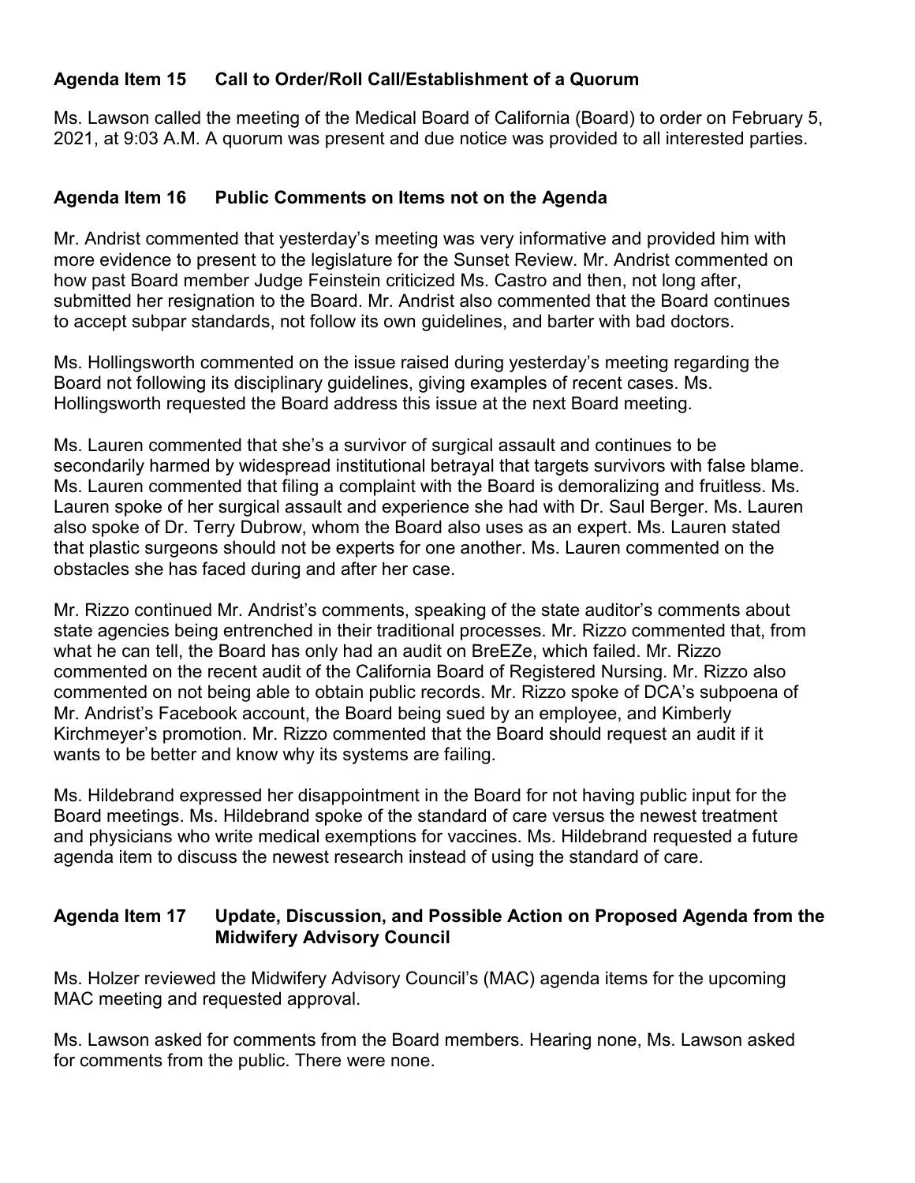**Agenda Item 15 Call to Order/Roll Call/Establishment of a Quorum**

Ms. Lawson called the meeting of the Medical Board of California (Board) to order on February 5, 2021, at 9:03 A.M. A quorum was present and due notice was provided to all interested parties.

**Agenda Item 16 Public Comments on Items not on the Agenda**

Mr. Andrist commented that yesterday's meeting was very informative and provided him with more evidence to present to the legislature for the Sunset Review. Mr. Andrist commented on how past Board member Judge Feinstein criticized Ms. Castro and then, not long after, submitted her resignation to the Board. Mr. Andrist also commented that the Board continues to accept subpar standards, not follow its own guidelines, and barter with bad doctors.

Ms. Hollingsworth commented on the issue raised during yesterday's meeting regarding the Board not following its disciplinary guidelines, giving examples of recent cases. Ms. Hollingsworth requested the Board address this issue at the next Board meeting.

Ms. Lauren commented that she's a survivor of surgical assault and continues to be secondarily harmed by widespread institutional betrayal that targets survivors with false blame. Ms. Lauren commented that filing a complaint with the Board is demoralizing and fruitless. Ms. Lauren spoke of her surgical assault and experience she had with Dr. Saul Berger. Ms. Lauren also spoke of Dr. Terry Dubrow, whom the Board also uses as an expert. Ms. Lauren stated that plastic surgeons should not be experts for one another. Ms. Lauren commented on the obstacles she has faced during and after her case.

Mr. Rizzo continued Mr. Andrist's comments, speaking of the state auditor's comments about state agencies being entrenched in their traditional processes. Mr. Rizzo commented that, from what he can tell, the Board has only had an audit on BreEZe, which failed. Mr. Rizzo commented on the recent audit of the California Board of Registered Nursing. Mr. Rizzo also commented on not being able to obtain public records. Mr. Rizzo spoke of DCA's subpoena of Mr. Andrist's Facebook account, the Board being sued by an employee, and Kimberly Kirchmeyer's promotion. Mr. Rizzo commented that the Board should request an audit if it wants to be better and know why its systems are failing.

Ms. Hildebrand expressed her disappointment in the Board for not having public input for the Board meetings. Ms. Hildebrand spoke of the standard of care versus the newest treatment and physicians who write medical exemptions for vaccines. Ms. Hildebrand requested a future agenda item to discuss the newest research instead of using the standard of care.

**Agenda Item 17 Update, Discussion, and Possible Action on Proposed Agenda from the Midwifery Advisory Council**

Ms. Holzer reviewed the Midwifery Advisory Council's (MAC) agenda items for the upcoming MAC meeting and requested approval.

Ms. Lawson asked for comments from the Board members. Hearing none, Ms. Lawson asked for comments from the public. There were none.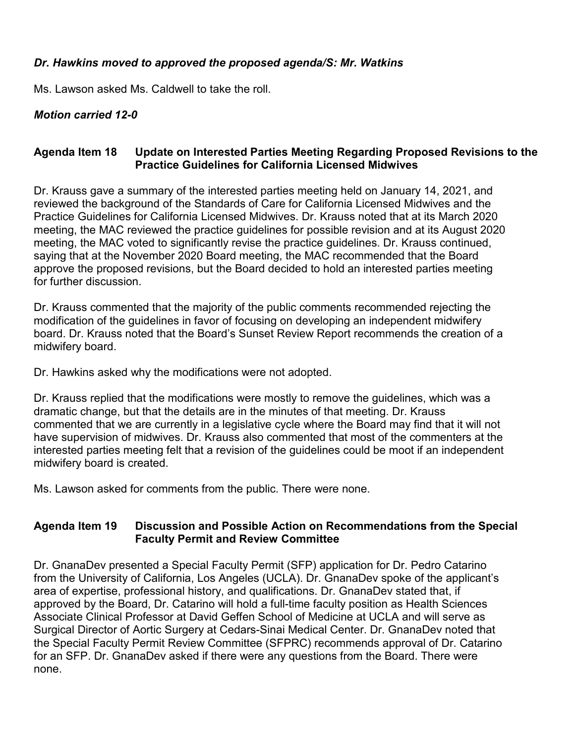*Dr. Hawkins moved to approved the proposed agenda/S: Mr. Watkins*

Ms. Lawson asked Ms. Caldwell to take the roll.

***Motion carried 12-0***

**Agenda Item 18 Update on Interested Parties Meeting Regarding Proposed Revisions to the Practice Guidelines for California Licensed Midwives**

Dr. Krauss gave a summary of the interested parties meeting held on January 14, 2021, and reviewed the background of the Standards of Care for California Licensed Midwives and the Practice Guidelines for California Licensed Midwives. Dr. Krauss noted that at its March 2020 meeting, the MAC reviewed the practice guidelines for possible revision and at its August 2020 meeting, the MAC voted to significantly revise the practice guidelines. Dr. Krauss continued, saying that at the November 2020 Board meeting, the MAC recommended that the Board approve the proposed revisions, but the Board decided to hold an interested parties meeting for further discussion.

Dr. Krauss commented that the majority of the public comments recommended rejecting the modification of the guidelines in favor of focusing on developing an independent midwifery board. Dr. Krauss noted that the Board's Sunset Review Report recommends the creation of a midwifery board.

Dr. Hawkins asked why the modifications were not adopted.

Dr. Krauss replied that the modifications were mostly to remove the guidelines, which was a dramatic change, but that the details are in the minutes of that meeting. Dr. Krauss commented that we are currently in a legislative cycle where the Board may find that it will not have supervision of midwives. Dr. Krauss also commented that most of the commenters at the interested parties meeting felt that a revision of the guidelines could be moot if an independent midwifery board is created.

Ms. Lawson asked for comments from the public. There were none.

**Agenda Item 19 Discussion and Possible Action on Recommendations from the Special Faculty Permit and Review Committee**

Dr. GnanaDev presented a Special Faculty Permit (SFP) application for Dr. Pedro Catarino from the University of California, Los Angeles (UCLA). Dr. GnanaDev spoke of the applicant's area of expertise, professional history, and qualifications. Dr. GnanaDev stated that, if approved by the Board, Dr. Catarino will hold a full-time faculty position as Health Sciences Associate Clinical Professor at David Geffen School of Medicine at UCLA and will serve as Surgical Director of Aortic Surgery at Cedars-Sinai Medical Center. Dr. GnanaDev noted that the Special Faculty Permit Review Committee (SFPRC) recommends approval of Dr. Catarino for an SFP. Dr. GnanaDev asked if there were any questions from the Board. There were none.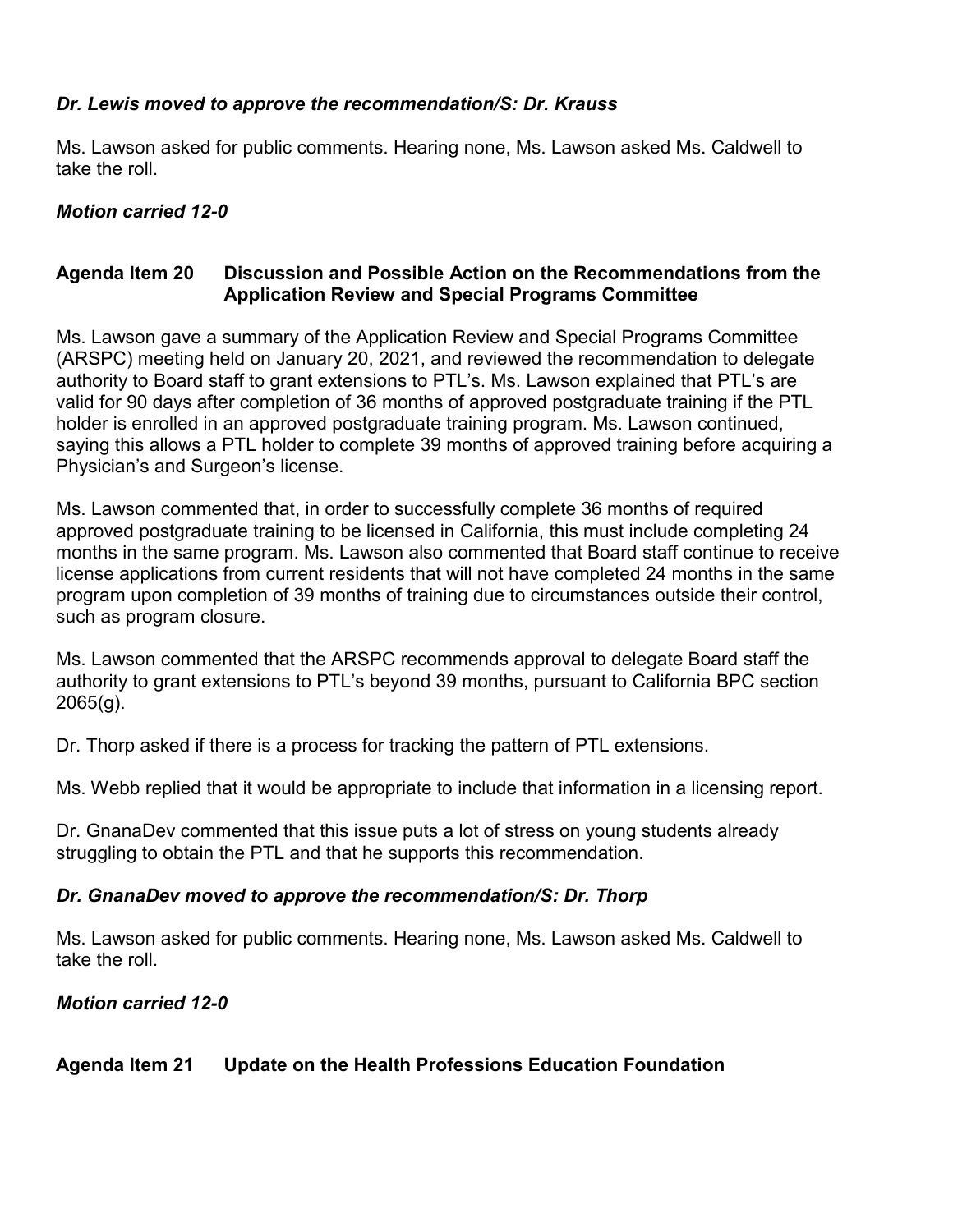***Dr. Lewis moved to approve the recommendation/S: Dr. Krauss***

Ms. Lawson asked for public comments. Hearing none, Ms. Lawson asked Ms. Caldwell to take the roll.

***Motion carried 12-0***

## Agenda Item 20 Discussion and Possible Action on the Recommendations from the Application Review and Special Programs Committee

Ms. Lawson gave a summary of the Application Review and Special Programs Committee (ARSPC) meeting held on January 20, 2021, and reviewed the recommendation to delegate authority to Board staff to grant extensions to PTL's. Ms. Lawson explained that PTL's are valid for 90 days after completion of 36 months of approved postgraduate training if the PTL holder is enrolled in an approved postgraduate training program. Ms. Lawson continued, saying this allows a PTL holder to complete 39 months of approved training before acquiring a Physician's and Surgeon's license.

Ms. Lawson commented that, in order to successfully complete 36 months of required approved postgraduate training to be licensed in California, this must include completing 24 months in the same program. Ms. Lawson also commented that Board staff continue to receive license applications from current residents that will not have completed 24 months in the same program upon completion of 39 months of training due to circumstances outside their control, such as program closure.

Ms. Lawson commented that the ARSPC recommends approval to delegate Board staff the authority to grant extensions to PTL's beyond 39 months, pursuant to California BPC section 2065(g).

Dr. Thorp asked if there is a process for tracking the pattern of PTL extensions.

Ms. Webb replied that it would be appropriate to include that information in a licensing report.

Dr. GnanaDev commented that this issue puts a lot of stress on young students already struggling to obtain the PTL and that he supports this recommendation.

***Dr. GnanaDev moved to approve the recommendation/S: Dr. Thorp***

Ms. Lawson asked for public comments. Hearing none, Ms. Lawson asked Ms. Caldwell to take the roll.

***Motion carried 12-0***

## Agenda Item 21 Update on the Health Professions Education Foundation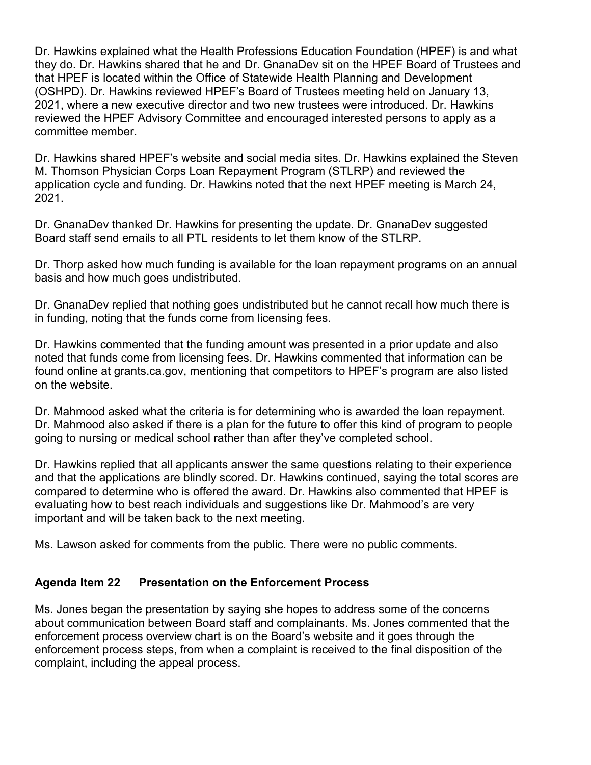Dr. Hawkins explained what the Health Professions Education Foundation (HPEF) is and what they do. Dr. Hawkins shared that he and Dr. GnanaDev sit on the HPEF Board of Trustees and that HPEF is located within the Office of Statewide Health Planning and Development (OSHPD). Dr. Hawkins reviewed HPEF's Board of Trustees meeting held on January 13, 2021, where a new executive director and two new trustees were introduced. Dr. Hawkins reviewed the HPEF Advisory Committee and encouraged interested persons to apply as a committee member.

Dr. Hawkins shared HPEF's website and social media sites. Dr. Hawkins explained the Steven M. Thomson Physician Corps Loan Repayment Program (STLRP) and reviewed the application cycle and funding. Dr. Hawkins noted that the next HPEF meeting is March 24, 2021.

Dr. GnanaDev thanked Dr. Hawkins for presenting the update. Dr. GnanaDev suggested Board staff send emails to all PTL residents to let them know of the STLRP.

Dr. Thorp asked how much funding is available for the loan repayment programs on an annual basis and how much goes undistributed.

Dr. GnanaDev replied that nothing goes undistributed but he cannot recall how much there is in funding, noting that the funds come from licensing fees.

Dr. Hawkins commented that the funding amount was presented in a prior update and also noted that funds come from licensing fees. Dr. Hawkins commented that information can be found online at grants.ca.gov, mentioning that competitors to HPEF's program are also listed on the website.

Dr. Mahmood asked what the criteria is for determining who is awarded the loan repayment. Dr. Mahmood also asked if there is a plan for the future to offer this kind of program to people going to nursing or medical school rather than after they've completed school.

Dr. Hawkins replied that all applicants answer the same questions relating to their experience and that the applications are blindly scored. Dr. Hawkins continued, saying the total scores are compared to determine who is offered the award. Dr. Hawkins also commented that HPEF is evaluating how to best reach individuals and suggestions like Dr. Mahmood's are very important and will be taken back to the next meeting.

Ms. Lawson asked for comments from the public. There were no public comments.

## Agenda Item 22 Presentation on the Enforcement Process

Ms. Jones began the presentation by saying she hopes to address some of the concerns about communication between Board staff and complainants. Ms. Jones commented that the enforcement process overview chart is on the Board's website and it goes through the enforcement process steps, from when a complaint is received to the final disposition of the complaint, including the appeal process.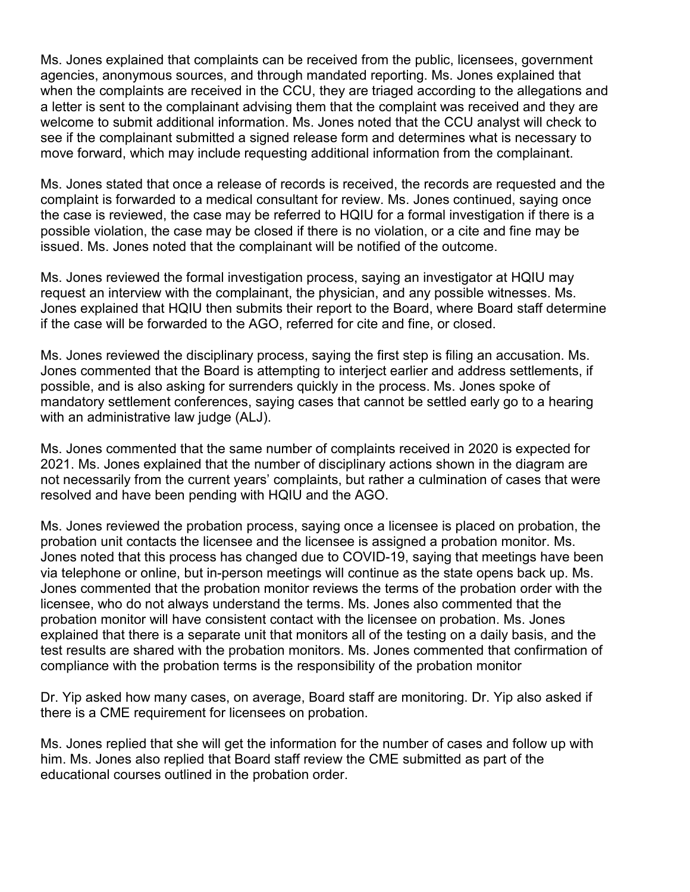Ms. Jones explained that complaints can be received from the public, licensees, government agencies, anonymous sources, and through mandated reporting. Ms. Jones explained that when the complaints are received in the CCU, they are triaged according to the allegations and a letter is sent to the complainant advising them that the complaint was received and they are welcome to submit additional information. Ms. Jones noted that the CCU analyst will check to see if the complainant submitted a signed release form and determines what is necessary to move forward, which may include requesting additional information from the complainant.

Ms. Jones stated that once a release of records is received, the records are requested and the complaint is forwarded to a medical consultant for review. Ms. Jones continued, saying once the case is reviewed, the case may be referred to HQIU for a formal investigation if there is a possible violation, the case may be closed if there is no violation, or a cite and fine may be issued. Ms. Jones noted that the complainant will be notified of the outcome.

Ms. Jones reviewed the formal investigation process, saying an investigator at HQIU may request an interview with the complainant, the physician, and any possible witnesses. Ms. Jones explained that HQIU then submits their report to the Board, where Board staff determine if the case will be forwarded to the AGO, referred for cite and fine, or closed.

Ms. Jones reviewed the disciplinary process, saying the first step is filing an accusation. Ms. Jones commented that the Board is attempting to interject earlier and address settlements, if possible, and is also asking for surrenders quickly in the process. Ms. Jones spoke of mandatory settlement conferences, saying cases that cannot be settled early go to a hearing with an administrative law judge (ALJ).

Ms. Jones commented that the same number of complaints received in 2020 is expected for 2021. Ms. Jones explained that the number of disciplinary actions shown in the diagram are not necessarily from the current years' complaints, but rather a culmination of cases that were resolved and have been pending with HQIU and the AGO.

Ms. Jones reviewed the probation process, saying once a licensee is placed on probation, the probation unit contacts the licensee and the licensee is assigned a probation monitor. Ms. Jones noted that this process has changed due to COVID-19, saying that meetings have been via telephone or online, but in-person meetings will continue as the state opens back up. Ms. Jones commented that the probation monitor reviews the terms of the probation order with the licensee, who do not always understand the terms. Ms. Jones also commented that the probation monitor will have consistent contact with the licensee on probation. Ms. Jones explained that there is a separate unit that monitors all of the testing on a daily basis, and the test results are shared with the probation monitors. Ms. Jones commented that confirmation of compliance with the probation terms is the responsibility of the probation monitor

Dr. Yip asked how many cases, on average, Board staff are monitoring. Dr. Yip also asked if there is a CME requirement for licensees on probation.

Ms. Jones replied that she will get the information for the number of cases and follow up with him. Ms. Jones also replied that Board staff review the CME submitted as part of the educational courses outlined in the probation order.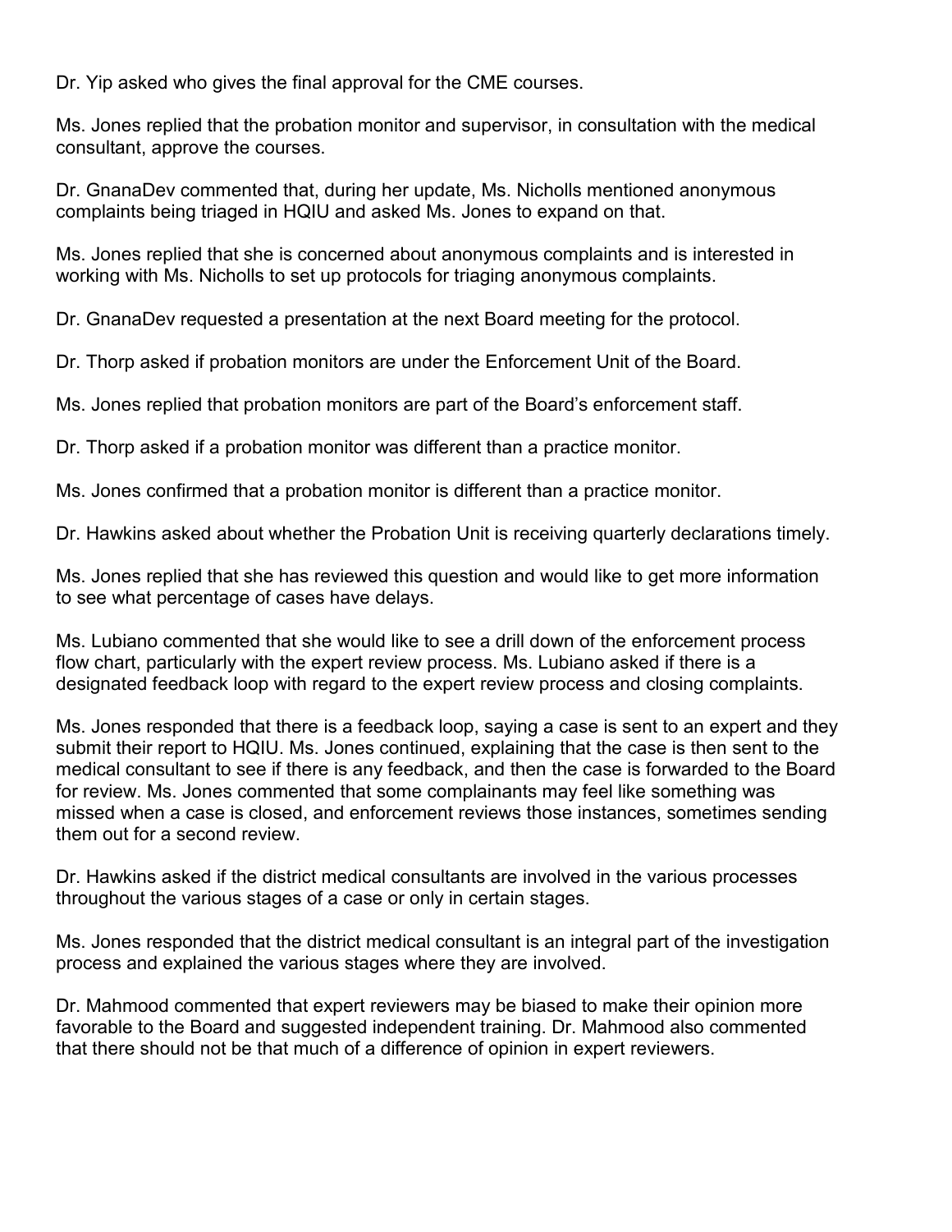Dr. Yip asked who gives the final approval for the CME courses.

Ms. Jones replied that the probation monitor and supervisor, in consultation with the medical consultant, approve the courses.

Dr. GnanaDev commented that, during her update, Ms. Nicholls mentioned anonymous complaints being triaged in HQIU and asked Ms. Jones to expand on that.

Ms. Jones replied that she is concerned about anonymous complaints and is interested in working with Ms. Nicholls to set up protocols for triaging anonymous complaints.

Dr. GnanaDev requested a presentation at the next Board meeting for the protocol.

Dr. Thorp asked if probation monitors are under the Enforcement Unit of the Board.

Ms. Jones replied that probation monitors are part of the Board's enforcement staff.

Dr. Thorp asked if a probation monitor was different than a practice monitor.

Ms. Jones confirmed that a probation monitor is different than a practice monitor.

Dr. Hawkins asked about whether the Probation Unit is receiving quarterly declarations timely.

Ms. Jones replied that she has reviewed this question and would like to get more information to see what percentage of cases have delays.

Ms. Lubiano commented that she would like to see a drill down of the enforcement process flow chart, particularly with the expert review process. Ms. Lubiano asked if there is a designated feedback loop with regard to the expert review process and closing complaints.

Ms. Jones responded that there is a feedback loop, saying a case is sent to an expert and they submit their report to HQIU. Ms. Jones continued, explaining that the case is then sent to the medical consultant to see if there is any feedback, and then the case is forwarded to the Board for review. Ms. Jones commented that some complainants may feel like something was missed when a case is closed, and enforcement reviews those instances, sometimes sending them out for a second review.

Dr. Hawkins asked if the district medical consultants are involved in the various processes throughout the various stages of a case or only in certain stages.

Ms. Jones responded that the district medical consultant is an integral part of the investigation process and explained the various stages where they are involved.

Dr. Mahmood commented that expert reviewers may be biased to make their opinion more favorable to the Board and suggested independent training. Dr. Mahmood also commented that there should not be that much of a difference of opinion in expert reviewers.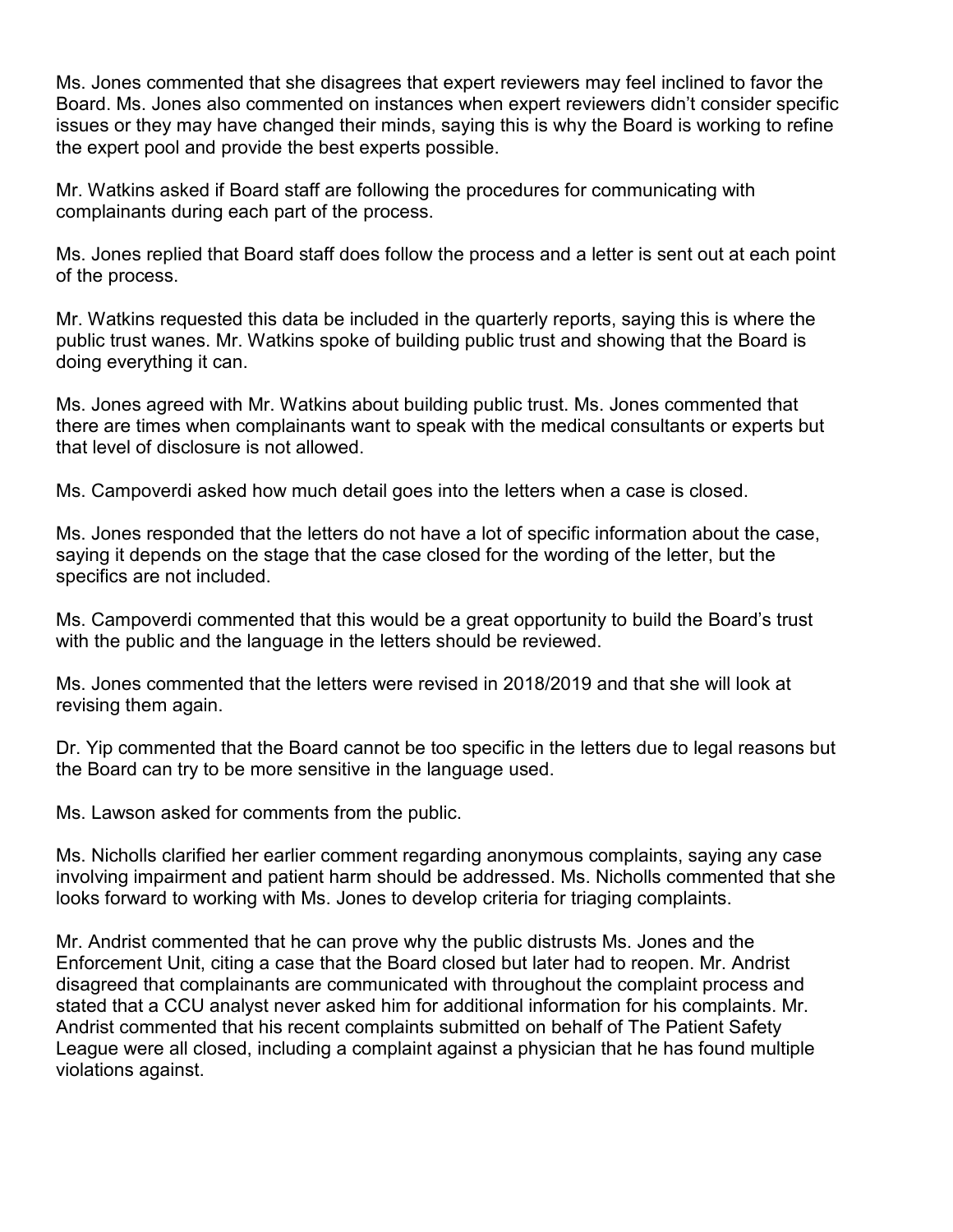Ms. Jones commented that she disagrees that expert reviewers may feel inclined to favor the Board. Ms. Jones also commented on instances when expert reviewers didn't consider specific issues or they may have changed their minds, saying this is why the Board is working to refine the expert pool and provide the best experts possible.

Mr. Watkins asked if Board staff are following the procedures for communicating with complainants during each part of the process.

Ms. Jones replied that Board staff does follow the process and a letter is sent out at each point of the process.

Mr. Watkins requested this data be included in the quarterly reports, saying this is where the public trust wanes. Mr. Watkins spoke of building public trust and showing that the Board is doing everything it can.

Ms. Jones agreed with Mr. Watkins about building public trust. Ms. Jones commented that there are times when complainants want to speak with the medical consultants or experts but that level of disclosure is not allowed.

Ms. Campoverdi asked how much detail goes into the letters when a case is closed.

Ms. Jones responded that the letters do not have a lot of specific information about the case, saying it depends on the stage that the case closed for the wording of the letter, but the specifics are not included.

Ms. Campoverdi commented that this would be a great opportunity to build the Board's trust with the public and the language in the letters should be reviewed.

Ms. Jones commented that the letters were revised in 2018/2019 and that she will look at revising them again.

Dr. Yip commented that the Board cannot be too specific in the letters due to legal reasons but the Board can try to be more sensitive in the language used.

Ms. Lawson asked for comments from the public.

Ms. Nicholls clarified her earlier comment regarding anonymous complaints, saying any case involving impairment and patient harm should be addressed. Ms. Nicholls commented that she looks forward to working with Ms. Jones to develop criteria for triaging complaints.

Mr. Andrist commented that he can prove why the public distrusts Ms. Jones and the Enforcement Unit, citing a case that the Board closed but later had to reopen. Mr. Andrist disagreed that complainants are communicated with throughout the complaint process and stated that a CCU analyst never asked him for additional information for his complaints. Mr. Andrist commented that his recent complaints submitted on behalf of The Patient Safety League were all closed, including a complaint against a physician that he has found multiple violations against.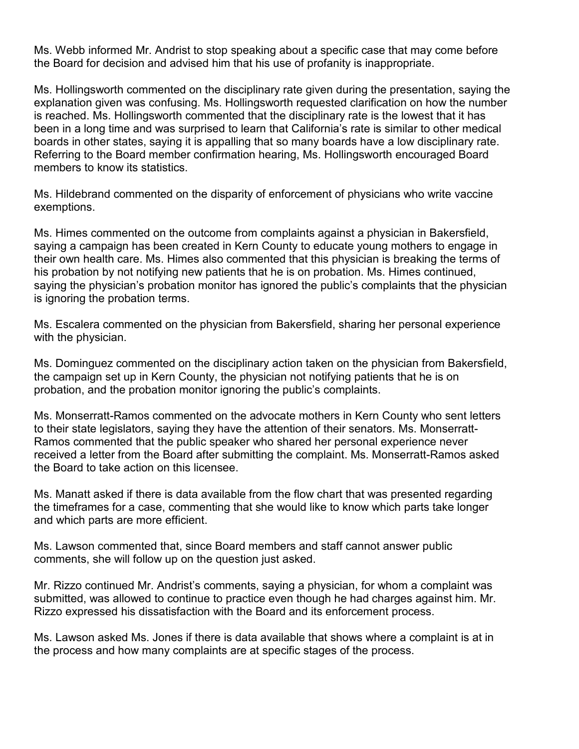Ms. Webb informed Mr. Andrist to stop speaking about a specific case that may come before the Board for decision and advised him that his use of profanity is inappropriate.

Ms. Hollingsworth commented on the disciplinary rate given during the presentation, saying the explanation given was confusing. Ms. Hollingsworth requested clarification on how the number is reached. Ms. Hollingsworth commented that the disciplinary rate is the lowest that it has been in a long time and was surprised to learn that California's rate is similar to other medical boards in other states, saying it is appalling that so many boards have a low disciplinary rate. Referring to the Board member confirmation hearing, Ms. Hollingsworth encouraged Board members to know its statistics.

Ms. Hildebrand commented on the disparity of enforcement of physicians who write vaccine exemptions.

Ms. Himes commented on the outcome from complaints against a physician in Bakersfield, saying a campaign has been created in Kern County to educate young mothers to engage in their own health care. Ms. Himes also commented that this physician is breaking the terms of his probation by not notifying new patients that he is on probation. Ms. Himes continued, saying the physician's probation monitor has ignored the public's complaints that the physician is ignoring the probation terms.

Ms. Escalera commented on the physician from Bakersfield, sharing her personal experience with the physician.

Ms. Dominguez commented on the disciplinary action taken on the physician from Bakersfield, the campaign set up in Kern County, the physician not notifying patients that he is on probation, and the probation monitor ignoring the public's complaints.

Ms. Monserratt-Ramos commented on the advocate mothers in Kern County who sent letters to their state legislators, saying they have the attention of their senators. Ms. Monserratt-Ramos commented that the public speaker who shared her personal experience never received a letter from the Board after submitting the complaint. Ms. Monserratt-Ramos asked the Board to take action on this licensee.

Ms. Manatt asked if there is data available from the flow chart that was presented regarding the timeframes for a case, commenting that she would like to know which parts take longer and which parts are more efficient.

Ms. Lawson commented that, since Board members and staff cannot answer public comments, she will follow up on the question just asked.

Mr. Rizzo continued Mr. Andrist's comments, saying a physician, for whom a complaint was submitted, was allowed to continue to practice even though he had charges against him. Mr. Rizzo expressed his dissatisfaction with the Board and its enforcement process.

Ms. Lawson asked Ms. Jones if there is data available that shows where a complaint is at in the process and how many complaints are at specific stages of the process.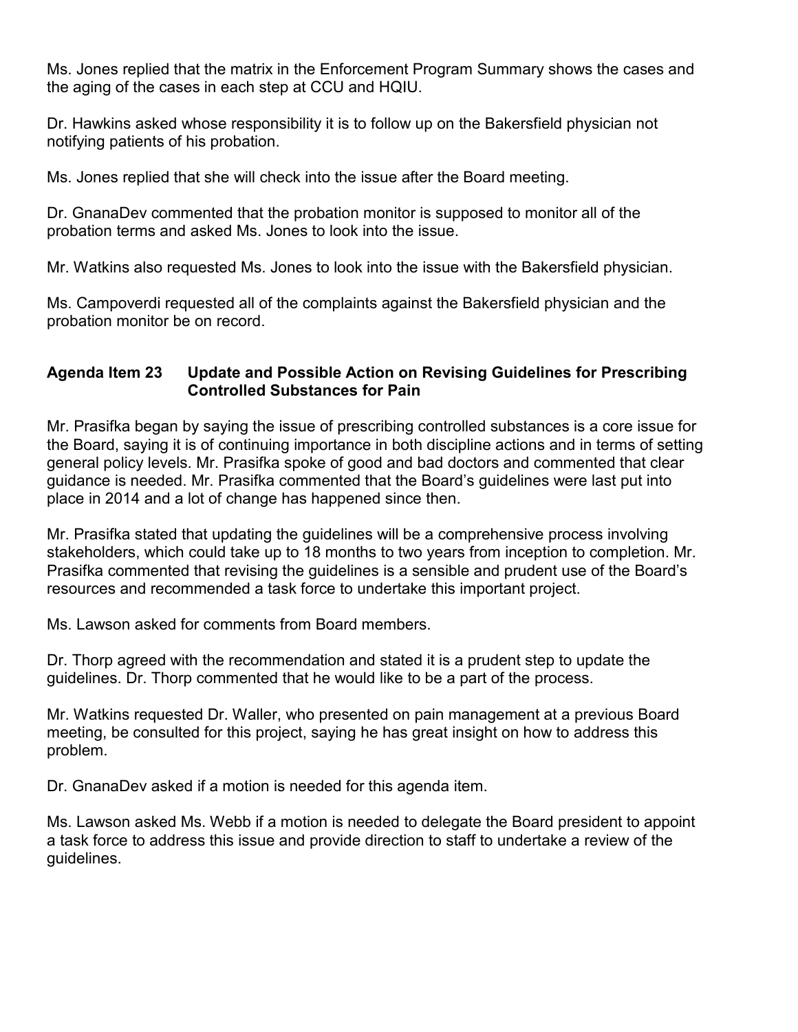Ms. Jones replied that the matrix in the Enforcement Program Summary shows the cases and the aging of the cases in each step at CCU and HQIU.

Dr. Hawkins asked whose responsibility it is to follow up on the Bakersfield physician not notifying patients of his probation.

Ms. Jones replied that she will check into the issue after the Board meeting.

Dr. GnanaDev commented that the probation monitor is supposed to monitor all of the probation terms and asked Ms. Jones to look into the issue.

Mr. Watkins also requested Ms. Jones to look into the issue with the Bakersfield physician.

Ms. Campoverdi requested all of the complaints against the Bakersfield physician and the probation monitor be on record.

**Agenda Item 23 Update and Possible Action on Revising Guidelines for Prescribing Controlled Substances for Pain**

Mr. Prasifka began by saying the issue of prescribing controlled substances is a core issue for the Board, saying it is of continuing importance in both discipline actions and in terms of setting general policy levels. Mr. Prasifka spoke of good and bad doctors and commented that clear guidance is needed. Mr. Prasifka commented that the Board's guidelines were last put into place in 2014 and a lot of change has happened since then.

Mr. Prasifka stated that updating the guidelines will be a comprehensive process involving stakeholders, which could take up to 18 months to two years from inception to completion. Mr. Prasifka commented that revising the guidelines is a sensible and prudent use of the Board's resources and recommended a task force to undertake this important project.

Ms. Lawson asked for comments from Board members.

Dr. Thorp agreed with the recommendation and stated it is a prudent step to update the guidelines. Dr. Thorp commented that he would like to be a part of the process.

Mr. Watkins requested Dr. Waller, who presented on pain management at a previous Board meeting, be consulted for this project, saying he has great insight on how to address this problem.

Dr. GnanaDev asked if a motion is needed for this agenda item.

Ms. Lawson asked Ms. Webb if a motion is needed to delegate the Board president to appoint a task force to address this issue and provide direction to staff to undertake a review of the guidelines.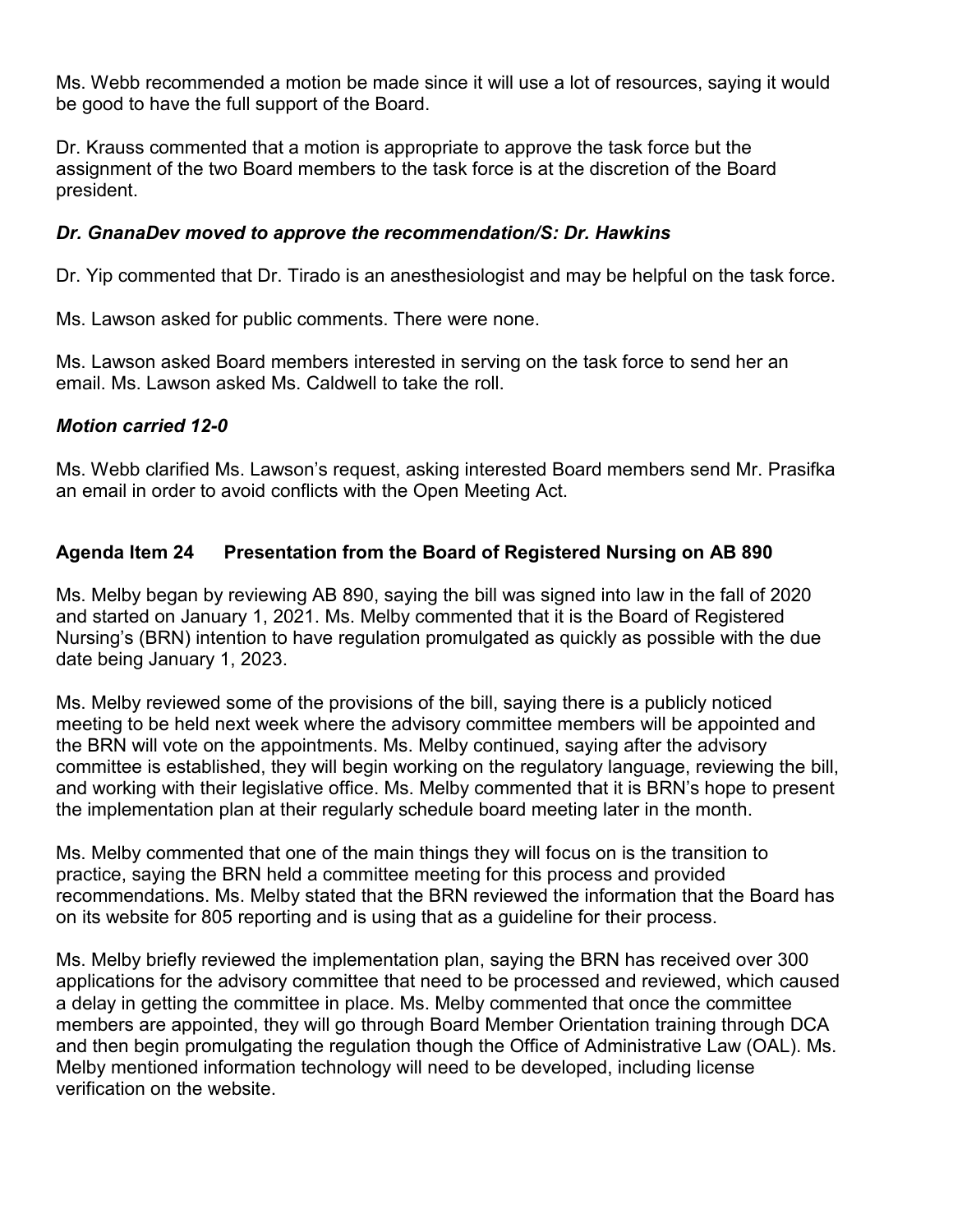Ms. Webb recommended a motion be made since it will use a lot of resources, saying it would be good to have the full support of the Board.

Dr. Krauss commented that a motion is appropriate to approve the task force but the assignment of the two Board members to the task force is at the discretion of the Board president.

***Dr. GnanaDev moved to approve the recommendation/S: Dr. Hawkins***

Dr. Yip commented that Dr. Tirado is an anesthesiologist and may be helpful on the task force.

Ms. Lawson asked for public comments. There were none.

Ms. Lawson asked Board members interested in serving on the task force to send her an email. Ms. Lawson asked Ms. Caldwell to take the roll.

***Motion carried 12-0***

Ms. Webb clarified Ms. Lawson's request, asking interested Board members send Mr. Prasifka an email in order to avoid conflicts with the Open Meeting Act.

### Agenda Item 24 Presentation from the Board of Registered Nursing on AB 890

Ms. Melby began by reviewing AB 890, saying the bill was signed into law in the fall of 2020 and started on January 1, 2021. Ms. Melby commented that it is the Board of Registered Nursing's (BRN) intention to have regulation promulgated as quickly as possible with the due date being January 1, 2023.

Ms. Melby reviewed some of the provisions of the bill, saying there is a publicly noticed meeting to be held next week where the advisory committee members will be appointed and the BRN will vote on the appointments. Ms. Melby continued, saying after the advisory committee is established, they will begin working on the regulatory language, reviewing the bill, and working with their legislative office. Ms. Melby commented that it is BRN's hope to present the implementation plan at their regularly schedule board meeting later in the month.

Ms. Melby commented that one of the main things they will focus on is the transition to practice, saying the BRN held a committee meeting for this process and provided recommendations. Ms. Melby stated that the BRN reviewed the information that the Board has on its website for 805 reporting and is using that as a guideline for their process.

Ms. Melby briefly reviewed the implementation plan, saying the BRN has received over 300 applications for the advisory committee that need to be processed and reviewed, which caused a delay in getting the committee in place. Ms. Melby commented that once the committee members are appointed, they will go through Board Member Orientation training through DCA and then begin promulgating the regulation though the Office of Administrative Law (OAL). Ms. Melby mentioned information technology will need to be developed, including license verification on the website.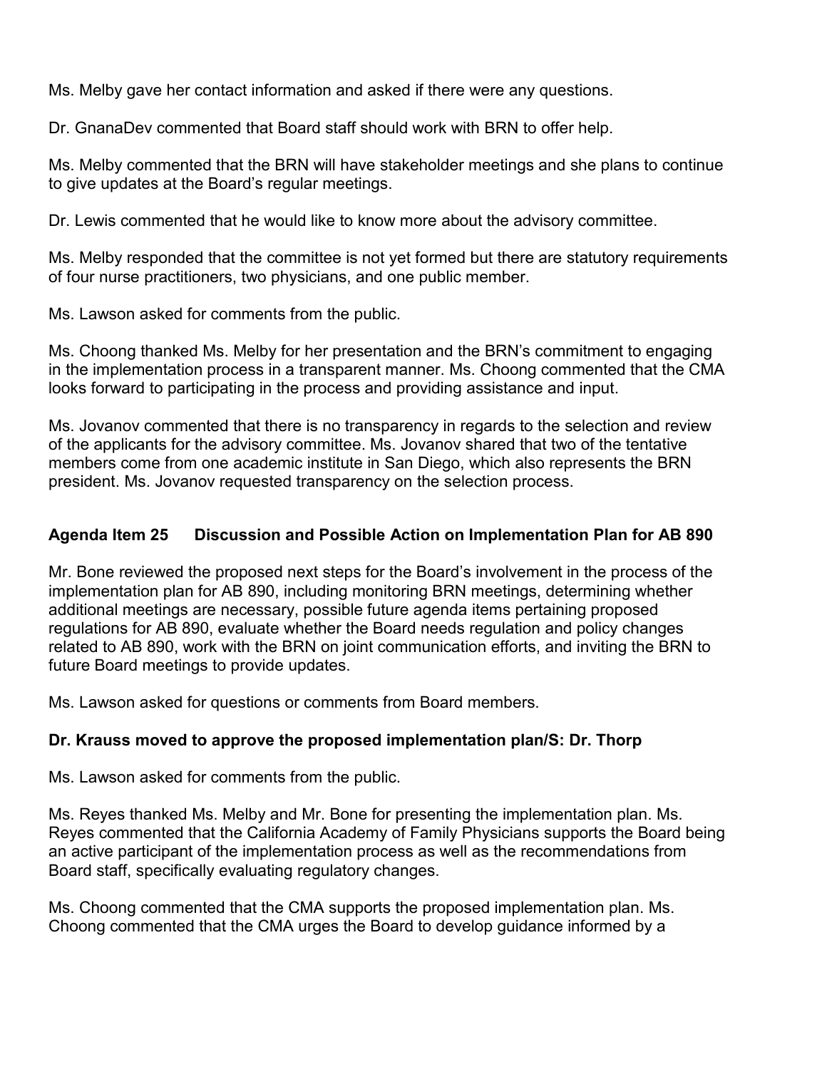Ms. Melby gave her contact information and asked if there were any questions.

Dr. GnanaDev commented that Board staff should work with BRN to offer help.

Ms. Melby commented that the BRN will have stakeholder meetings and she plans to continue to give updates at the Board's regular meetings.

Dr. Lewis commented that he would like to know more about the advisory committee.

Ms. Melby responded that the committee is not yet formed but there are statutory requirements of four nurse practitioners, two physicians, and one public member.

Ms. Lawson asked for comments from the public.

Ms. Choong thanked Ms. Melby for her presentation and the BRN's commitment to engaging in the implementation process in a transparent manner. Ms. Choong commented that the CMA looks forward to participating in the process and providing assistance and input.

Ms. Jovanov commented that there is no transparency in regards to the selection and review of the applicants for the advisory committee. Ms. Jovanov shared that two of the tentative members come from one academic institute in San Diego, which also represents the BRN president. Ms. Jovanov requested transparency on the selection process.

### Agenda Item 25 Discussion and Possible Action on Implementation Plan for AB 890

Mr. Bone reviewed the proposed next steps for the Board's involvement in the process of the implementation plan for AB 890, including monitoring BRN meetings, determining whether additional meetings are necessary, possible future agenda items pertaining proposed regulations for AB 890, evaluate whether the Board needs regulation and policy changes related to AB 890, work with the BRN on joint communication efforts, and inviting the BRN to future Board meetings to provide updates.

Ms. Lawson asked for questions or comments from Board members.

**Dr. Krauss moved to approve the proposed implementation plan/S: Dr. Thorp**

Ms. Lawson asked for comments from the public.

Ms. Reyes thanked Ms. Melby and Mr. Bone for presenting the implementation plan. Ms. Reyes commented that the California Academy of Family Physicians supports the Board being an active participant of the implementation process as well as the recommendations from Board staff, specifically evaluating regulatory changes.

Ms. Choong commented that the CMA supports the proposed implementation plan. Ms. Choong commented that the CMA urges the Board to develop guidance informed by a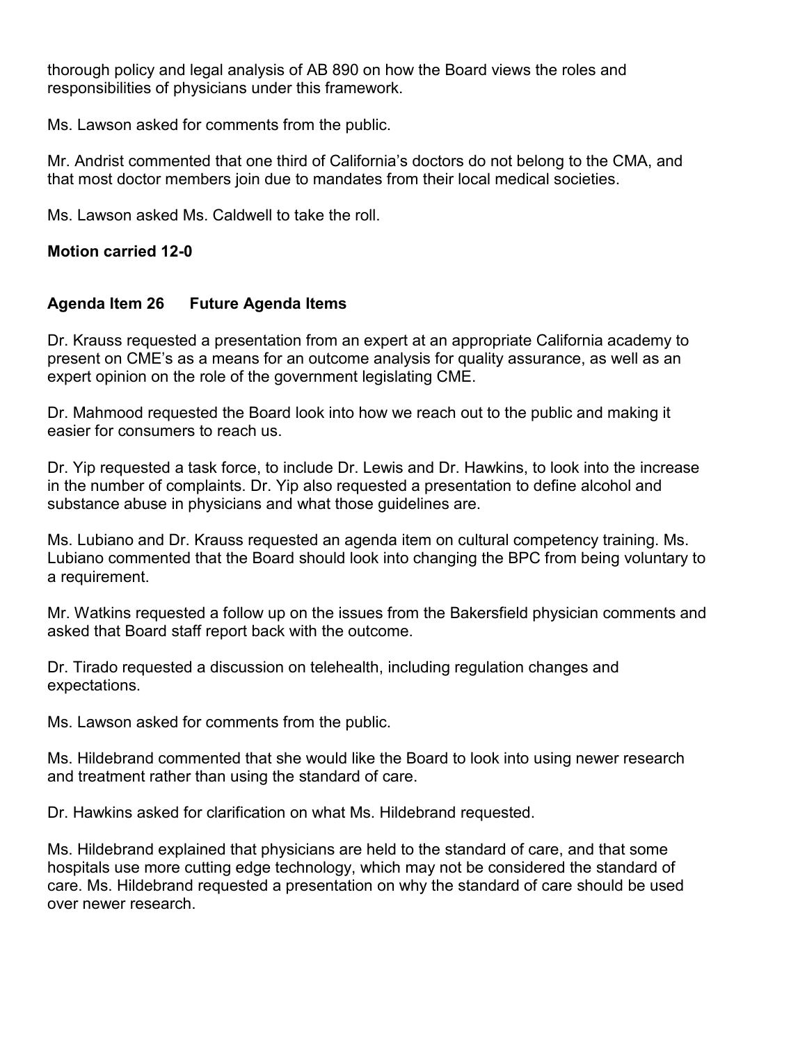thorough policy and legal analysis of AB 890 on how the Board views the roles and responsibilities of physicians under this framework.

Ms. Lawson asked for comments from the public.

Mr. Andrist commented that one third of California's doctors do not belong to the CMA, and that most doctor members join due to mandates from their local medical societies.

Ms. Lawson asked Ms. Caldwell to take the roll.

**Motion carried 12-0**

**Agenda Item 26 Future Agenda Items**

Dr. Krauss requested a presentation from an expert at an appropriate California academy to present on CME's as a means for an outcome analysis for quality assurance, as well as an expert opinion on the role of the government legislating CME.

Dr. Mahmood requested the Board look into how we reach out to the public and making it easier for consumers to reach us.

Dr. Yip requested a task force, to include Dr. Lewis and Dr. Hawkins, to look into the increase in the number of complaints. Dr. Yip also requested a presentation to define alcohol and substance abuse in physicians and what those guidelines are.

Ms. Lubiano and Dr. Krauss requested an agenda item on cultural competency training. Ms. Lubiano commented that the Board should look into changing the BPC from being voluntary to a requirement.

Mr. Watkins requested a follow up on the issues from the Bakersfield physician comments and asked that Board staff report back with the outcome.

Dr. Tirado requested a discussion on telehealth, including regulation changes and expectations.

Ms. Lawson asked for comments from the public.

Ms. Hildebrand commented that she would like the Board to look into using newer research and treatment rather than using the standard of care.

Dr. Hawkins asked for clarification on what Ms. Hildebrand requested.

Ms. Hildebrand explained that physicians are held to the standard of care, and that some hospitals use more cutting edge technology, which may not be considered the standard of care. Ms. Hildebrand requested a presentation on why the standard of care should be used over newer research.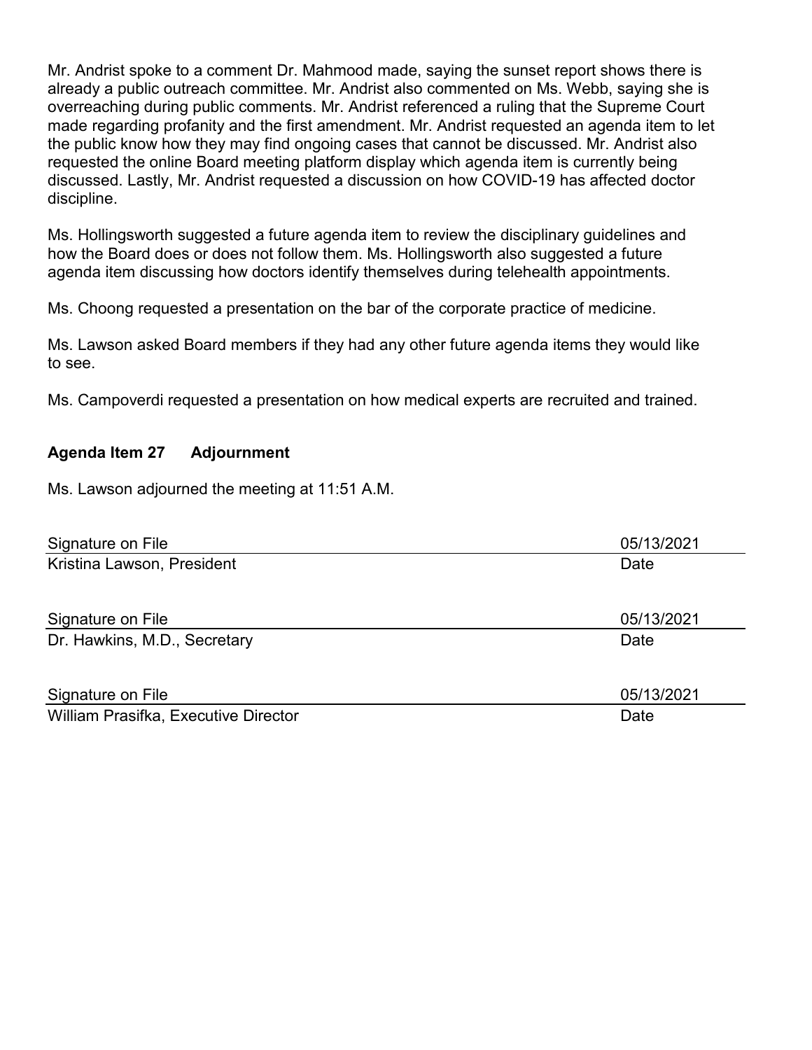Mr. Andrist spoke to a comment Dr. Mahmood made, saying the sunset report shows there is already a public outreach committee. Mr. Andrist also commented on Ms. Webb, saying she is overreaching during public comments. Mr. Andrist referenced a ruling that the Supreme Court made regarding profanity and the first amendment. Mr. Andrist requested an agenda item to let the public know how they may find ongoing cases that cannot be discussed. Mr. Andrist also requested the online Board meeting platform display which agenda item is currently being discussed. Lastly, Mr. Andrist requested a discussion on how COVID-19 has affected doctor discipline.

Ms. Hollingsworth suggested a future agenda item to review the disciplinary guidelines and how the Board does or does not follow them. Ms. Hollingsworth also suggested a future agenda item discussing how doctors identify themselves during telehealth appointments.

Ms. Choong requested a presentation on the bar of the corporate practice of medicine.

Ms. Lawson asked Board members if they had any other future agenda items they would like to see.

Ms. Campoverdi requested a presentation on how medical experts are recruited and trained.

**Agenda Item 27 Adjournment**

Ms. Lawson adjourned the meeting at 11:51 A.M.

| | |
|---|---|
| Signature on File | 05/13/2021 |
| Kristina Lawson, President | Date |
| Signature on File | 05/13/2021 |
| Dr. Hawkins, M.D., Secretary | Date |
| Signature on File | 05/13/2021 |
| William Prasifka, Executive Director | Date |